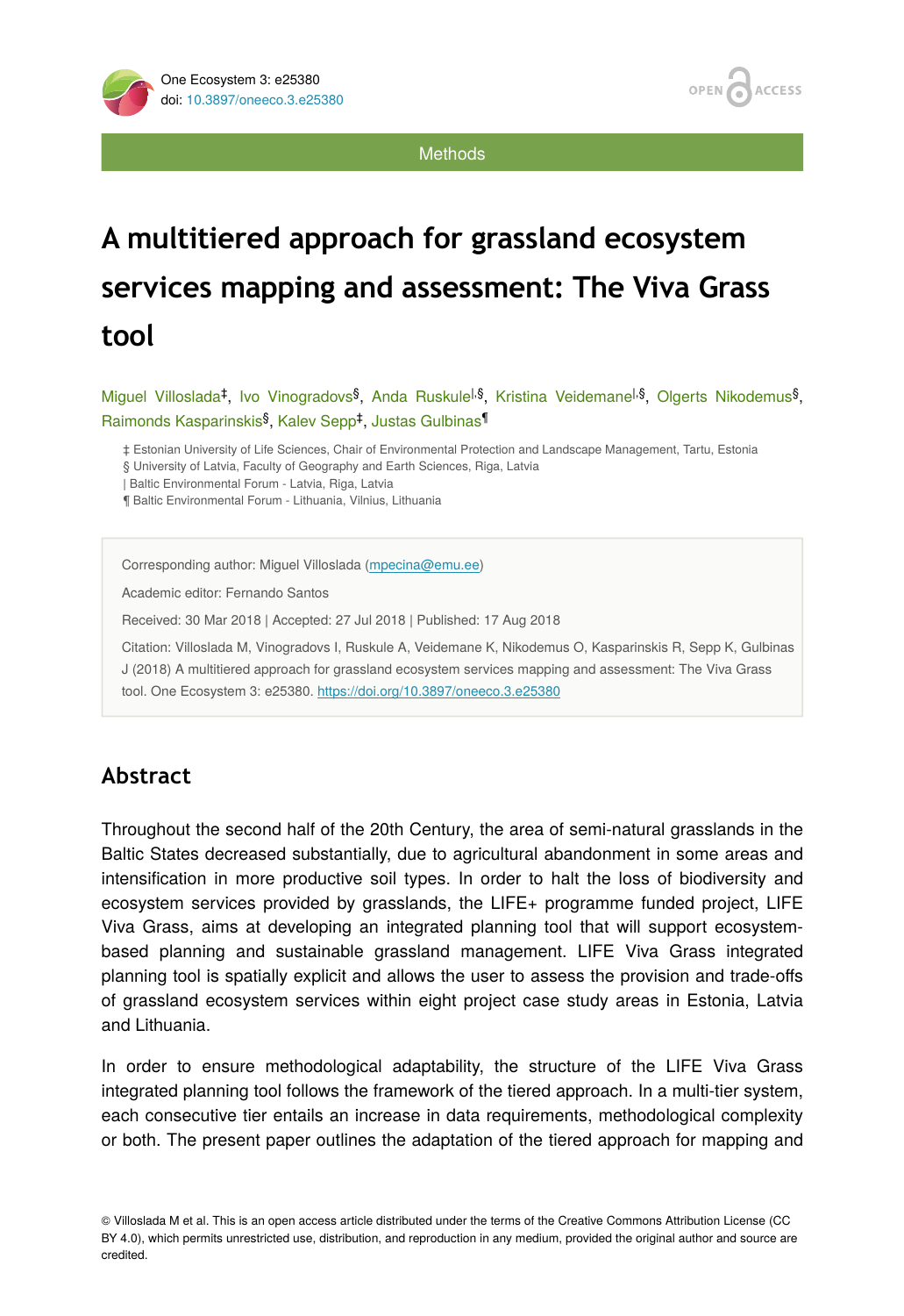Methods

# A multitiered approach for grassland ecosystem services mapping and assessment: The Viva Grass tool

Miguel Villoslada[‡], Ivo Vinogradovs[§], Anda Ruskule[|,§], Kristina Veidemane[|,§], Olgerts Nikodemus[§], Raimonds Kasparinskis[§], Kalev Sepp[‡], Justas Gulbinas[¶]

‡ Estonian University of Life Sciences, Chair of Environmental Protection and Landscape Management, Tartu, Estonia
§ University of Latvia, Faculty of Geography and Earth Sciences, Riga, Latvia
| Baltic Environmental Forum - Latvia, Riga, Latvia
¶ Baltic Environmental Forum - Lithuania, Vilnius, Lithuania

Corresponding author: Miguel Villoslada (mpecina@emu.ee)

Academic editor: Fernando Santos

Received: 30 Mar 2018 | Accepted: 27 Jul 2018 | Published: 17 Aug 2018

Citation: Villoslada M, Vinogradovs I, Ruskule A, Veidemane K, Nikodemus O, Kasparinskis R, Sepp K, Gulbinas J (2018) A multitiered approach for grassland ecosystem services mapping and assessment: The Viva Grass tool. One Ecosystem 3: e25380. https://doi.org/10.3897/oneeco.3.e25380

## Abstract

Throughout the second half of the 20th Century, the area of semi-natural grasslands in the Baltic States decreased substantially, due to agricultural abandonment in some areas and intensification in more productive soil types. In order to halt the loss of biodiversity and ecosystem services provided by grasslands, the LIFE+ programme funded project, LIFE Viva Grass, aims at developing an integrated planning tool that will support ecosystem-based planning and sustainable grassland management. LIFE Viva Grass integrated planning tool is spatially explicit and allows the user to assess the provision and trade-offs of grassland ecosystem services within eight project case study areas in Estonia, Latvia and Lithuania.

In order to ensure methodological adaptability, the structure of the LIFE Viva Grass integrated planning tool follows the framework of the tiered approach. In a multi-tier system, each consecutive tier entails an increase in data requirements, methodological complexity or both. The present paper outlines the adaptation of the tiered approach for mapping and

© Villoslada M et al. This is an open access article distributed under the terms of the Creative Commons Attribution License (CC BY 4.0), which permits unrestricted use, distribution, and reproduction in any medium, provided the original author and source are credited.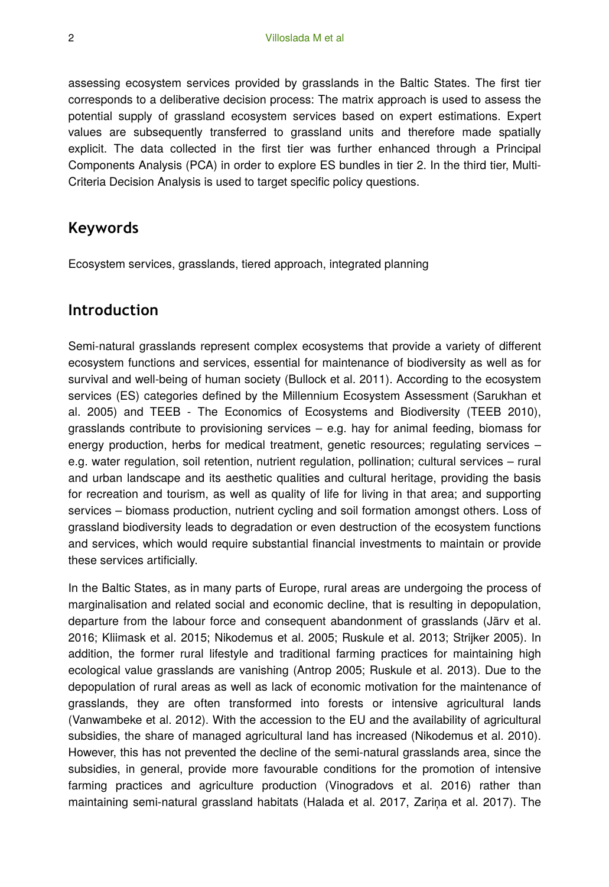assessing ecosystem services provided by grasslands in the Baltic States. The first tier corresponds to a deliberative decision process: The matrix approach is used to assess the potential supply of grassland ecosystem services based on expert estimations. Expert values are subsequently transferred to grassland units and therefore made spatially explicit. The data collected in the first tier was further enhanced through a Principal Components Analysis (PCA) in order to explore ES bundles in tier 2. In the third tier, Multi-Criteria Decision Analysis is used to target specific policy questions.

## Keywords

Ecosystem services, grasslands, tiered approach, integrated planning

## Introduction

Semi-natural grasslands represent complex ecosystems that provide a variety of different ecosystem functions and services, essential for maintenance of biodiversity as well as for survival and well-being of human society (Bullock et al. 2011). According to the ecosystem services (ES) categories defined by the Millennium Ecosystem Assessment (Sarukhan et al. 2005) and TEEB - The Economics of Ecosystems and Biodiversity (TEEB 2010), grasslands contribute to provisioning services – e.g. hay for animal feeding, biomass for energy production, herbs for medical treatment, genetic resources; regulating services – e.g. water regulation, soil retention, nutrient regulation, pollination; cultural services – rural and urban landscape and its aesthetic qualities and cultural heritage, providing the basis for recreation and tourism, as well as quality of life for living in that area; and supporting services – biomass production, nutrient cycling and soil formation amongst others. Loss of grassland biodiversity leads to degradation or even destruction of the ecosystem functions and services, which would require substantial financial investments to maintain or provide these services artificially.

In the Baltic States, as in many parts of Europe, rural areas are undergoing the process of marginalisation and related social and economic decline, that is resulting in depopulation, departure from the labour force and consequent abandonment of grasslands (Järv et al. 2016; Kliimask et al. 2015; Nikodemus et al. 2005; Ruskule et al. 2013; Strijker 2005). In addition, the former rural lifestyle and traditional farming practices for maintaining high ecological value grasslands are vanishing (Antrop 2005; Ruskule et al. 2013). Due to the depopulation of rural areas as well as lack of economic motivation for the maintenance of grasslands, they are often transformed into forests or intensive agricultural lands (Vanwambeke et al. 2012). With the accession to the EU and the availability of agricultural subsidies, the share of managed agricultural land has increased (Nikodemus et al. 2010). However, this has not prevented the decline of the semi-natural grasslands area, since the subsidies, in general, provide more favourable conditions for the promotion of intensive farming practices and agriculture production (Vinogradovs et al. 2016) rather than maintaining semi-natural grassland habitats (Halada et al. 2017, Zariņa et al. 2017). The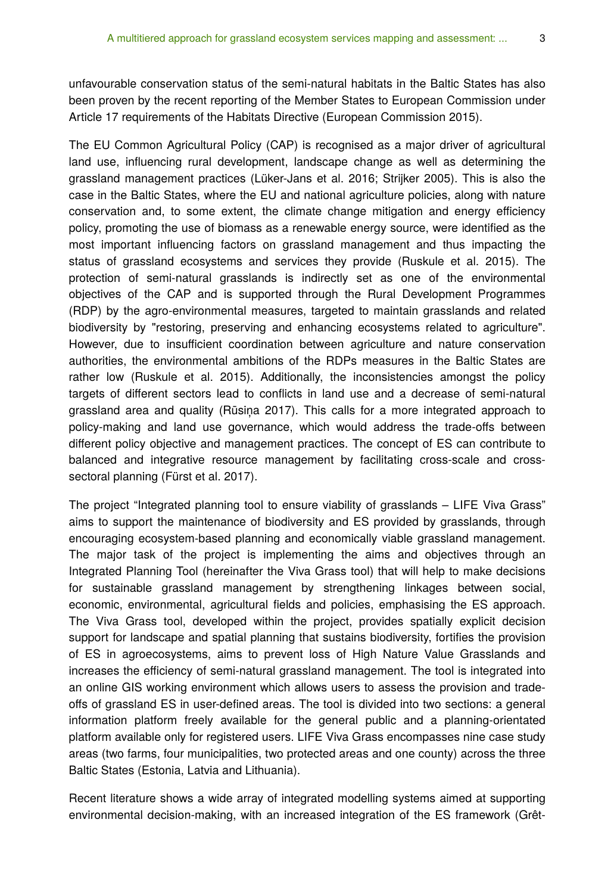unfavourable conservation status of the semi-natural habitats in the Baltic States has also been proven by the recent reporting of the Member States to European Commission under Article 17 requirements of the Habitats Directive (European Commission 2015).

The EU Common Agricultural Policy (CAP) is recognised as a major driver of agricultural land use, influencing rural development, landscape change as well as determining the grassland management practices (Lüker-Jans et al. 2016; Strijker 2005). This is also the case in the Baltic States, where the EU and national agriculture policies, along with nature conservation and, to some extent, the climate change mitigation and energy efficiency policy, promoting the use of biomass as a renewable energy source, were identified as the most important influencing factors on grassland management and thus impacting the status of grassland ecosystems and services they provide (Ruskule et al. 2015). The protection of semi-natural grasslands is indirectly set as one of the environmental objectives of the CAP and is supported through the Rural Development Programmes (RDP) by the agro-environmental measures, targeted to maintain grasslands and related biodiversity by "restoring, preserving and enhancing ecosystems related to agriculture". However, due to insufficient coordination between agriculture and nature conservation authorities, the environmental ambitions of the RDPs measures in the Baltic States are rather low (Ruskule et al. 2015). Additionally, the inconsistencies amongst the policy targets of different sectors lead to conflicts in land use and a decrease of semi-natural grassland area and quality (Rūsiņa 2017). This calls for a more integrated approach to policy-making and land use governance, which would address the trade-offs between different policy objective and management practices. The concept of ES can contribute to balanced and integrative resource management by facilitating cross-scale and cross-sectoral planning (Fürst et al. 2017).

The project "Integrated planning tool to ensure viability of grasslands – LIFE Viva Grass" aims to support the maintenance of biodiversity and ES provided by grasslands, through encouraging ecosystem-based planning and economically viable grassland management. The major task of the project is implementing the aims and objectives through an Integrated Planning Tool (hereinafter the Viva Grass tool) that will help to make decisions for sustainable grassland management by strengthening linkages between social, economic, environmental, agricultural fields and policies, emphasising the ES approach. The Viva Grass tool, developed within the project, provides spatially explicit decision support for landscape and spatial planning that sustains biodiversity, fortifies the provision of ES in agroecosystems, aims to prevent loss of High Nature Value Grasslands and increases the efficiency of semi-natural grassland management. The tool is integrated into an online GIS working environment which allows users to assess the provision and trade-offs of grassland ES in user-defined areas. The tool is divided into two sections: a general information platform freely available for the general public and a planning-orientated platform available only for registered users. LIFE Viva Grass encompasses nine case study areas (two farms, four municipalities, two protected areas and one county) across the three Baltic States (Estonia, Latvia and Lithuania).

Recent literature shows a wide array of integrated modelling systems aimed at supporting environmental decision-making, with an increased integration of the ES framework (Grêt-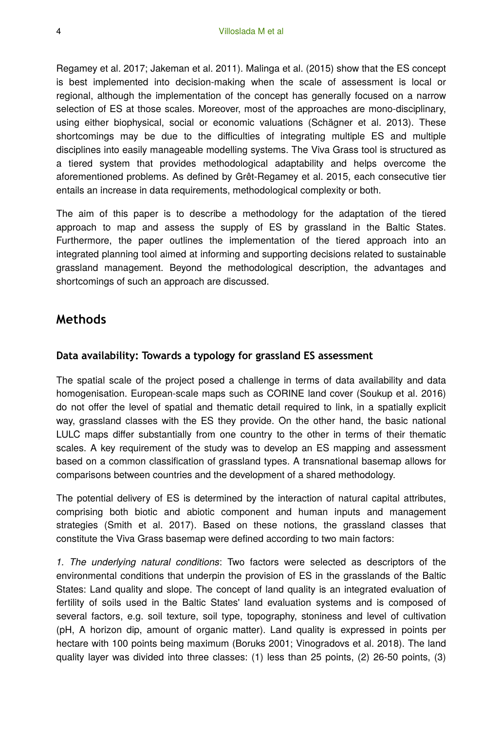Regamey et al. 2017; Jakeman et al. 2011). Malinga et al. (2015) show that the ES concept is best implemented into decision-making when the scale of assessment is local or regional, although the implementation of the concept has generally focused on a narrow selection of ES at those scales. Moreover, most of the approaches are mono-disciplinary, using either biophysical, social or economic valuations (Schägner et al. 2013). These shortcomings may be due to the difficulties of integrating multiple ES and multiple disciplines into easily manageable modelling systems. The Viva Grass tool is structured as a tiered system that provides methodological adaptability and helps overcome the aforementioned problems. As defined by Grêt-Regamey et al. 2015, each consecutive tier entails an increase in data requirements, methodological complexity or both.

The aim of this paper is to describe a methodology for the adaptation of the tiered approach to map and assess the supply of ES by grassland in the Baltic States. Furthermore, the paper outlines the implementation of the tiered approach into an integrated planning tool aimed at informing and supporting decisions related to sustainable grassland management. Beyond the methodological description, the advantages and shortcomings of such an approach are discussed.

## Methods

### Data availability: Towards a typology for grassland ES assessment

The spatial scale of the project posed a challenge in terms of data availability and data homogenisation. European-scale maps such as CORINE land cover (Soukup et al. 2016) do not offer the level of spatial and thematic detail required to link, in a spatially explicit way, grassland classes with the ES they provide. On the other hand, the basic national LULC maps differ substantially from one country to the other in terms of their thematic scales. A key requirement of the study was to develop an ES mapping and assessment based on a common classification of grassland types. A transnational basemap allows for comparisons between countries and the development of a shared methodology.

The potential delivery of ES is determined by the interaction of natural capital attributes, comprising both biotic and abiotic component and human inputs and management strategies (Smith et al. 2017). Based on these notions, the grassland classes that constitute the Viva Grass basemap were defined according to two main factors:

*1. The underlying natural conditions*: Two factors were selected as descriptors of the environmental conditions that underpin the provision of ES in the grasslands of the Baltic States: Land quality and slope. The concept of land quality is an integrated evaluation of fertility of soils used in the Baltic States' land evaluation systems and is composed of several factors, e.g. soil texture, soil type, topography, stoniness and level of cultivation (pH, A horizon dip, amount of organic matter). Land quality is expressed in points per hectare with 100 points being maximum (Boruks 2001; Vinogradovs et al. 2018). The land quality layer was divided into three classes: (1) less than 25 points, (2) 26-50 points, (3)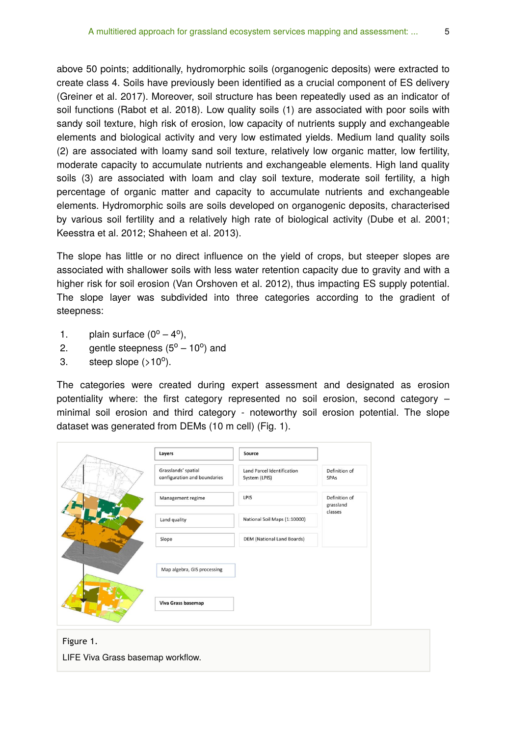above 50 points; additionally, hydromorphic soils (organogenic deposits) were extracted to create class 4. Soils have previously been identified as a crucial component of ES delivery (Greiner et al. 2017). Moreover, soil structure has been repeatedly used as an indicator of soil functions (Rabot et al. 2018). Low quality soils (1) are associated with poor soils with sandy soil texture, high risk of erosion, low capacity of nutrients supply and exchangeable elements and biological activity and very low estimated yields. Medium land quality soils (2) are associated with loamy sand soil texture, relatively low organic matter, low fertility, moderate capacity to accumulate nutrients and exchangeable elements. High land quality soils (3) are associated with loam and clay soil texture, moderate soil fertility, a high percentage of organic matter and capacity to accumulate nutrients and exchangeable elements. Hydromorphic soils are soils developed on organogenic deposits, characterised by various soil fertility and a relatively high rate of biological activity (Dube et al. 2001; Keesstra et al. 2012; Shaheen et al. 2013).

The slope has little or no direct influence on the yield of crops, but steeper slopes are associated with shallower soils with less water retention capacity due to gravity and with a higher risk for soil erosion (Van Orshoven et al. 2012), thus impacting ES supply potential. The slope layer was subdivided into three categories according to the gradient of steepness:

1. plain surface ($0^{o} – 4^{o}$),
2. gentle steepness ($5^{o} – 10^{o}$) and
3. steep slope ($>10^{o}$).

The categories were created during expert assessment and designated as erosion potentiality where: the first category represented no soil erosion, second category – minimal soil erosion and third category - noteworthy soil erosion potential. The slope dataset was generated from DEMs (10 m cell) (Fig. 1).

| Layers | Source | |
|---|---|---|
| Grasslands' spatial configuration and boundaries | Land Parcel Identification System (LPIS) | Definition of SPAs |
| Management regime | LPIS | Definition of grassland classes |
| Land quality | National Soil Maps (1:10000) | |
| Slope | DEM (National Land Boards) | |
| Map algebra, GIS processing | | |
| Viva Grass basemap | | |

Figure 1.

LIFE Viva Grass basemap workflow.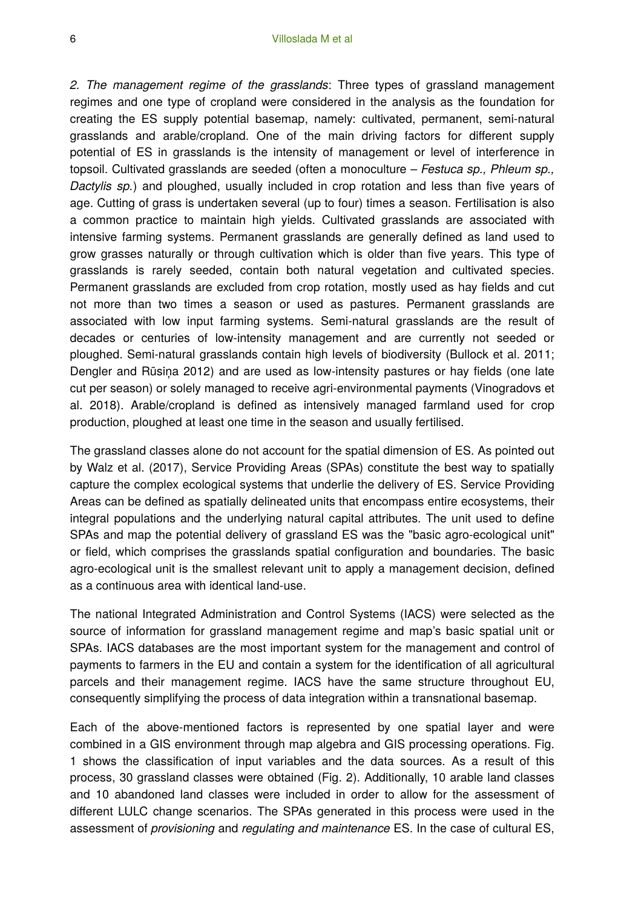*2. The management regime of the grasslands*: Three types of grassland management regimes and one type of cropland were considered in the analysis as the foundation for creating the ES supply potential basemap, namely: cultivated, permanent, semi-natural grasslands and arable/cropland. One of the main driving factors for different supply potential of ES in grasslands is the intensity of management or level of interference in topsoil. Cultivated grasslands are seeded (often a monoculture – *Festuca sp., Phleum sp., Dactylis sp.*) and ploughed, usually included in crop rotation and less than five years of age. Cutting of grass is undertaken several (up to four) times a season. Fertilisation is also a common practice to maintain high yields. Cultivated grasslands are associated with intensive farming systems. Permanent grasslands are generally defined as land used to grow grasses naturally or through cultivation which is older than five years. This type of grasslands is rarely seeded, contain both natural vegetation and cultivated species. Permanent grasslands are excluded from crop rotation, mostly used as hay fields and cut not more than two times a season or used as pastures. Permanent grasslands are associated with low input farming systems. Semi-natural grasslands are the result of decades or centuries of low-intensity management and are currently not seeded or ploughed. Semi-natural grasslands contain high levels of biodiversity (Bullock et al. 2011; Dengler and Rūsiņa 2012) and are used as low-intensity pastures or hay fields (one late cut per season) or solely managed to receive agri-environmental payments (Vinogradovs et al. 2018). Arable/cropland is defined as intensively managed farmland used for crop production, ploughed at least one time in the season and usually fertilised.

The grassland classes alone do not account for the spatial dimension of ES. As pointed out by Walz et al. (2017), Service Providing Areas (SPAs) constitute the best way to spatially capture the complex ecological systems that underlie the delivery of ES. Service Providing Areas can be defined as spatially delineated units that encompass entire ecosystems, their integral populations and the underlying natural capital attributes. The unit used to define SPAs and map the potential delivery of grassland ES was the "basic agro-ecological unit" or field, which comprises the grasslands spatial configuration and boundaries. The basic agro-ecological unit is the smallest relevant unit to apply a management decision, defined as a continuous area with identical land-use.

The national Integrated Administration and Control Systems (IACS) were selected as the source of information for grassland management regime and map's basic spatial unit or SPAs. IACS databases are the most important system for the management and control of payments to farmers in the EU and contain a system for the identification of all agricultural parcels and their management regime. IACS have the same structure throughout EU, consequently simplifying the process of data integration within a transnational basemap.

Each of the above-mentioned factors is represented by one spatial layer and were combined in a GIS environment through map algebra and GIS processing operations. Fig. 1 shows the classification of input variables and the data sources. As a result of this process, 30 grassland classes were obtained (Fig. 2). Additionally, 10 arable land classes and 10 abandoned land classes were included in order to allow for the assessment of different LULC change scenarios. The SPAs generated in this process were used in the assessment of *provisioning* and *regulating and maintenance* ES. In the case of cultural ES,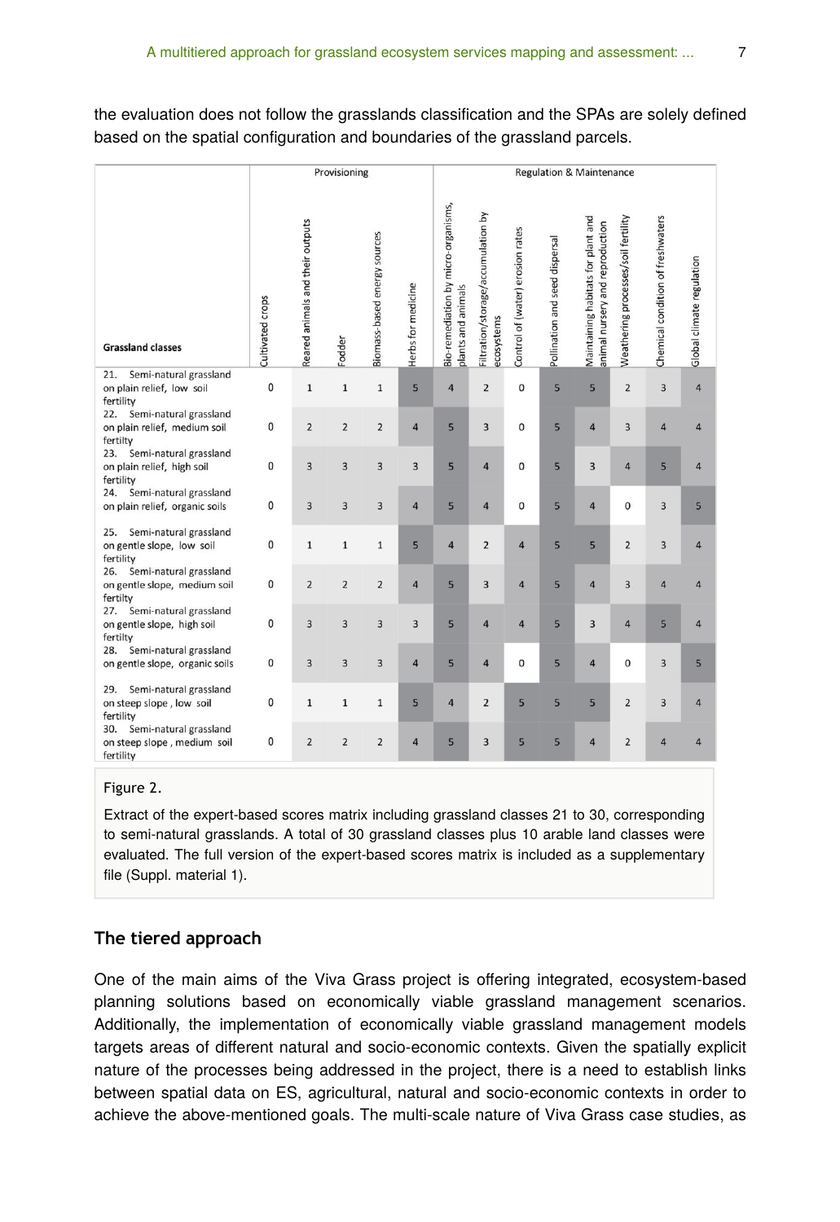the evaluation does not follow the grasslands classification and the SPAs are solely defined based on the spatial configuration and boundaries of the grassland parcels.

| Grassland classes | Provisioning | | | | | Regulation & Maintenance | | | | | | | |
|---|---|---|---|---|---|---|---|---|---|---|---|---|---|
| | Cultivated crops | Reared animals and their outputs | Fodder | Biomass-based energy sources | Herbs for medicine | Bio-remediation by micro-organisms, plants and animals | Filtration/storage/accumulation by ecosystems | Control of (water) erosion rates | Pollination and seed dispersal | Maintaining habitats for plant and animal nursery and reproduction | Weathering processes/soil fertility | Chemical condition of freshwaters | Global climate regulation |
| 21. Semi-natural grassland on plain relief, low soil fertility | 0 | 1 | 1 | 1 | 5 | 4 | 2 | 0 | 5 | 5 | 2 | 3 | 4 |
| 22. Semi-natural grassland on plain relief, medium soil fertility | 0 | 2 | 2 | 2 | 4 | 5 | 3 | 0 | 5 | 4 | 3 | 4 | 4 |
| 23. Semi-natural grassland on plain relief, high soil fertility | 0 | 3 | 3 | 3 | 3 | 5 | 4 | 0 | 5 | 3 | 4 | 5 | 4 |
| 24. Semi-natural grassland on plain relief, organic soils | 0 | 3 | 3 | 3 | 4 | 5 | 4 | 0 | 5 | 4 | 0 | 3 | 5 |
| 25. Semi-natural grassland on gentle slope, low soil fertility | 0 | 1 | 1 | 1 | 5 | 4 | 2 | 4 | 5 | 5 | 2 | 3 | 4 |
| 26. Semi-natural grassland on gentle slope, medium soil fertilty | 0 | 2 | 2 | 2 | 4 | 5 | 3 | 4 | 5 | 4 | 3 | 4 | 4 |
| 27. Semi-natural grassland on gentle slope, high soil fertility | 0 | 3 | 3 | 3 | 3 | 5 | 4 | 4 | 5 | 3 | 4 | 5 | 4 |
| 28. Semi-natural grassland on gentle slope, organic soils | 0 | 3 | 3 | 3 | 4 | 5 | 4 | 0 | 5 | 4 | 0 | 3 | 5 |
| 29. Semi-natural grassland on steep slope , low soil fertility | 0 | 1 | 1 | 1 | 5 | 4 | 2 | 5 | 5 | 5 | 2 | 3 | 4 |
| 30. Semi-natural grassland on steep slope , medium soil fertility | 0 | 2 | 2 | 2 | 4 | 5 | 3 | 5 | 5 | 4 | 2 | 4 | 4 |

Figure 2.

Extract of the expert-based scores matrix including grassland classes 21 to 30, corresponding to semi-natural grasslands. A total of 30 grassland classes plus 10 arable land classes were evaluated. The full version of the expert-based scores matrix is included as a supplementary file (Suppl. material 1).

## The tiered approach

One of the main aims of the Viva Grass project is offering integrated, ecosystem-based planning solutions based on economically viable grassland management scenarios. Additionally, the implementation of economically viable grassland management models targets areas of different natural and socio-economic contexts. Given the spatially explicit nature of the processes being addressed in the project, there is a need to establish links between spatial data on ES, agricultural, natural and socio-economic contexts in order to achieve the above-mentioned goals. The multi-scale nature of Viva Grass case studies, as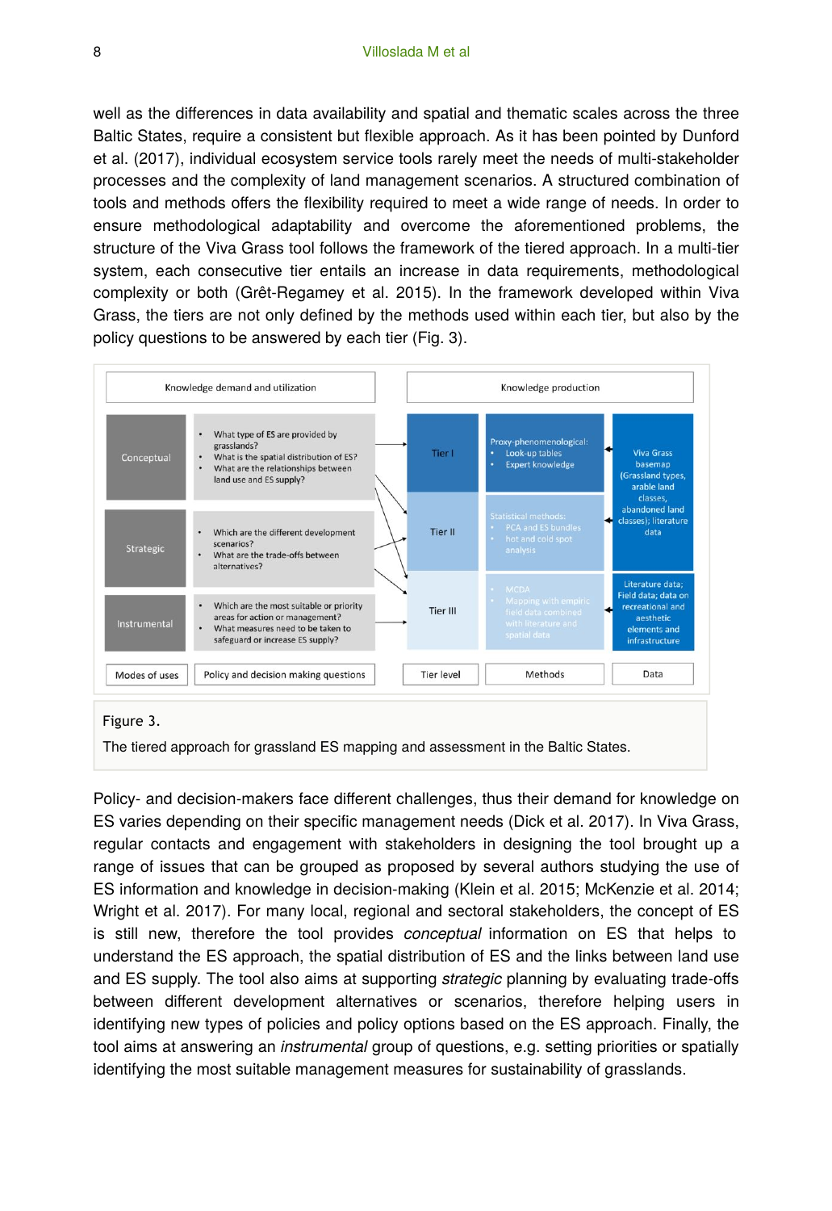well as the differences in data availability and spatial and thematic scales across the three Baltic States, require a consistent but flexible approach. As it has been pointed by Dunford et al. (2017), individual ecosystem service tools rarely meet the needs of multi-stakeholder processes and the complexity of land management scenarios. A structured combination of tools and methods offers the flexibility required to meet a wide range of needs. In order to ensure methodological adaptability and overcome the aforementioned problems, the structure of the Viva Grass tool follows the framework of the tiered approach. In a multi-tier system, each consecutive tier entails an increase in data requirements, methodological complexity or both (Grêt-Regamey et al. 2015). In the framework developed within Viva Grass, the tiers are not only defined by the methods used within each tier, but also by the policy questions to be answered by each tier (Fig. 3).

| Knowledge demand and utilization | | Knowledge production | | |
|---|---|---|---|---|
| **Modes of uses** | **Policy and decision making questions** | **Tier level** | **Methods** | **Data** |
| Conceptual | • What type of ES are provided by grasslands?<br>• What is the spatial distribution of ES?<br>• What are the relationships between land use and ES supply? | Tier I | Proxy-phenomenological:<br>• Look-up tables<br>• Expert knowledge | Viva Grass basemap (Grassland types, arable land classes, abandoned land classes); literature data |
| Strategic | • Which are the different development scenarios?<br>• What are the trade-offs between alternatives? | Tier II | Statistical methods:<br>• PCA and ES bundles<br>• hot and cold spot analysis | |
| Instrumental | • Which are the most suitable or priority areas for action or management?<br>• What measures need to be taken to safeguard or increase ES supply? | Tier III | • MCDA<br>• Mapping with empiric field data combined with literature and spatial data | Literature data; Field data; data on recreational and aesthetic elements and infrastructure |

Figure 3.

The tiered approach for grassland ES mapping and assessment in the Baltic States.

Policy- and decision-makers face different challenges, thus their demand for knowledge on ES varies depending on their specific management needs (Dick et al. 2017). In Viva Grass, regular contacts and engagement with stakeholders in designing the tool brought up a range of issues that can be grouped as proposed by several authors studying the use of ES information and knowledge in decision-making (Klein et al. 2015; McKenzie et al. 2014; Wright et al. 2017). For many local, regional and sectoral stakeholders, the concept of ES is still new, therefore the tool provides *conceptual* information on ES that helps to understand the ES approach, the spatial distribution of ES and the links between land use and ES supply. The tool also aims at supporting *strategic* planning by evaluating trade-offs between different development alternatives or scenarios, therefore helping users in identifying new types of policies and policy options based on the ES approach. Finally, the tool aims at answering an *instrumental* group of questions, e.g. setting priorities or spatially identifying the most suitable management measures for sustainability of grasslands.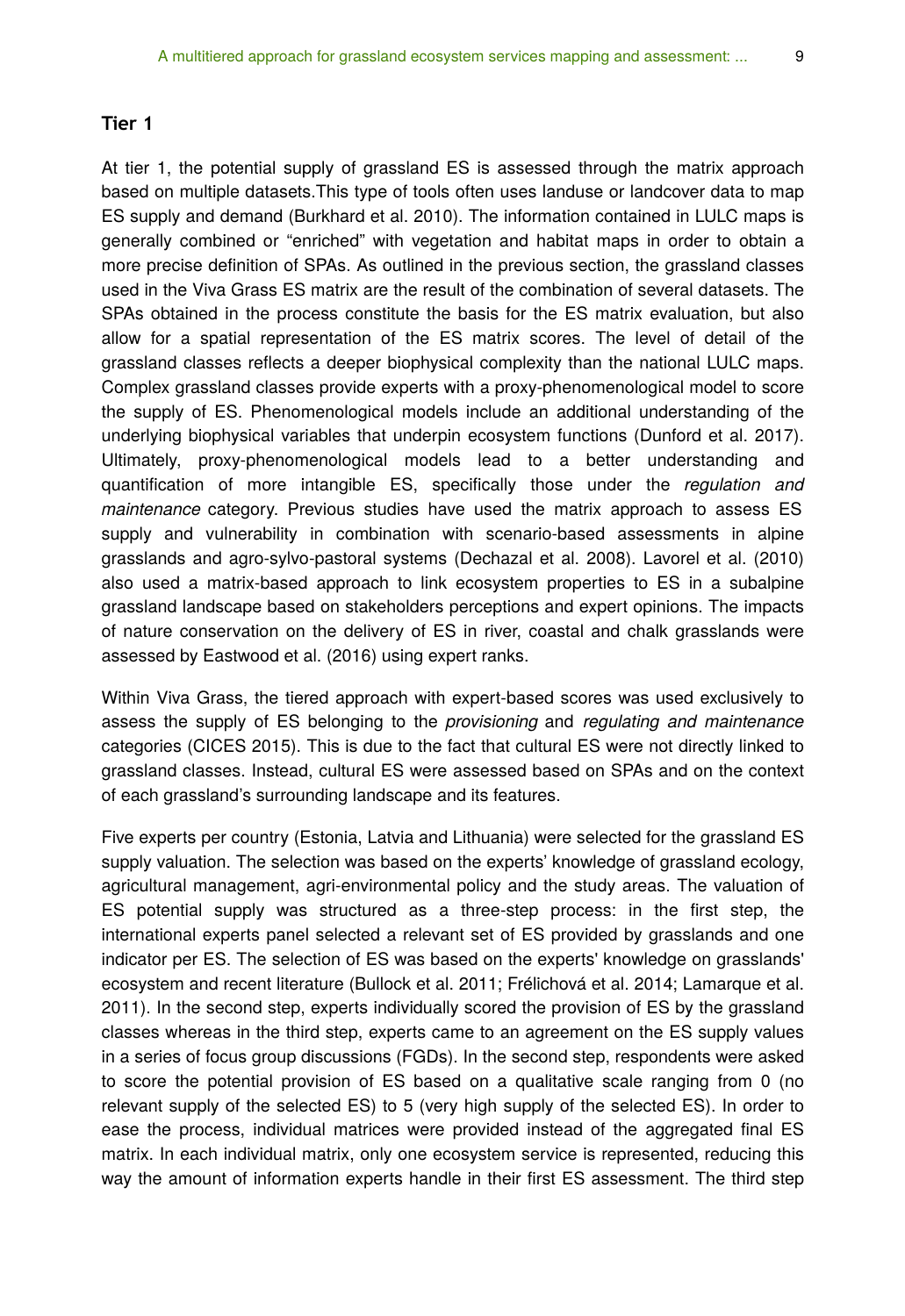### Tier 1

At tier 1, the potential supply of grassland ES is assessed through the matrix approach based on multiple datasets.This type of tools often uses landuse or landcover data to map ES supply and demand (Burkhard et al. 2010). The information contained in LULC maps is generally combined or "enriched" with vegetation and habitat maps in order to obtain a more precise definition of SPAs. As outlined in the previous section, the grassland classes used in the Viva Grass ES matrix are the result of the combination of several datasets. The SPAs obtained in the process constitute the basis for the ES matrix evaluation, but also allow for a spatial representation of the ES matrix scores. The level of detail of the grassland classes reflects a deeper biophysical complexity than the national LULC maps. Complex grassland classes provide experts with a proxy-phenomenological model to score the supply of ES. Phenomenological models include an additional understanding of the underlying biophysical variables that underpin ecosystem functions (Dunford et al. 2017). Ultimately, proxy-phenomenological models lead to a better understanding and quantification of more intangible ES, specifically those under the *regulation and maintenance* category. Previous studies have used the matrix approach to assess ES supply and vulnerability in combination with scenario-based assessments in alpine grasslands and agro-sylvo-pastoral systems (Dechazal et al. 2008). Lavorel et al. (2010) also used a matrix-based approach to link ecosystem properties to ES in a subalpine grassland landscape based on stakeholders perceptions and expert opinions. The impacts of nature conservation on the delivery of ES in river, coastal and chalk grasslands were assessed by Eastwood et al. (2016) using expert ranks.

Within Viva Grass, the tiered approach with expert-based scores was used exclusively to assess the supply of ES belonging to the *provisioning* and *regulating and maintenance* categories (CICES 2015). This is due to the fact that cultural ES were not directly linked to grassland classes. Instead, cultural ES were assessed based on SPAs and on the context of each grassland's surrounding landscape and its features.

Five experts per country (Estonia, Latvia and Lithuania) were selected for the grassland ES supply valuation. The selection was based on the experts' knowledge of grassland ecology, agricultural management, agri-environmental policy and the study areas. The valuation of ES potential supply was structured as a three-step process: in the first step, the international experts panel selected a relevant set of ES provided by grasslands and one indicator per ES. The selection of ES was based on the experts' knowledge on grasslands' ecosystem and recent literature (Bullock et al. 2011; Frélichová et al. 2014; Lamarque et al. 2011). In the second step, experts individually scored the provision of ES by the grassland classes whereas in the third step, experts came to an agreement on the ES supply values in a series of focus group discussions (FGDs). In the second step, respondents were asked to score the potential provision of ES based on a qualitative scale ranging from 0 (no relevant supply of the selected ES) to 5 (very high supply of the selected ES). In order to ease the process, individual matrices were provided instead of the aggregated final ES matrix. In each individual matrix, only one ecosystem service is represented, reducing this way the amount of information experts handle in their first ES assessment. The third step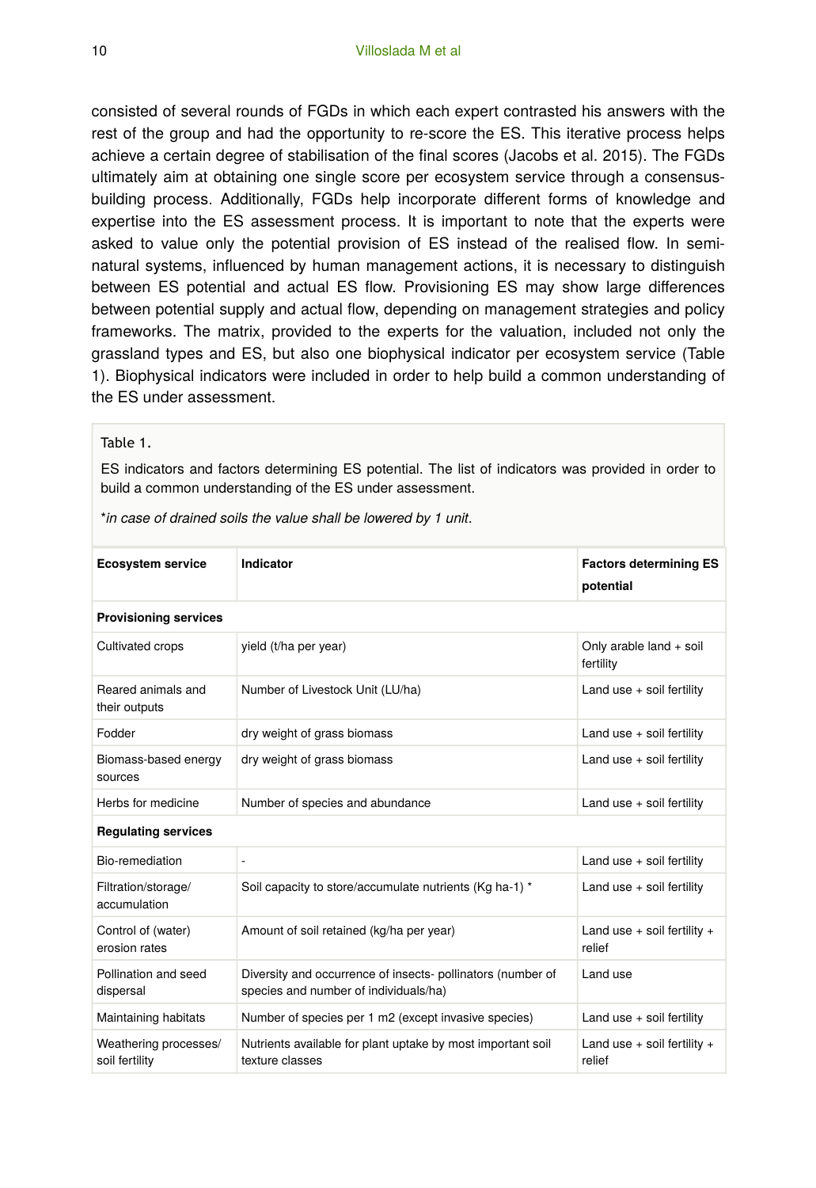consisted of several rounds of FGDs in which each expert contrasted his answers with the rest of the group and had the opportunity to re-score the ES. This iterative process helps achieve a certain degree of stabilisation of the final scores (Jacobs et al. 2015). The FGDs ultimately aim at obtaining one single score per ecosystem service through a consensus-building process. Additionally, FGDs help incorporate different forms of knowledge and expertise into the ES assessment process. It is important to note that the experts were asked to value only the potential provision of ES instead of the realised flow. In semi-natural systems, influenced by human management actions, it is necessary to distinguish between ES potential and actual ES flow. Provisioning ES may show large differences between potential supply and actual flow, depending on management strategies and policy frameworks. The matrix, provided to the experts for the valuation, included not only the grassland types and ES, but also one biophysical indicator per ecosystem service (Table 1). Biophysical indicators were included in order to help build a common understanding of the ES under assessment.

Table 1.

ES indicators and factors determining ES potential. The list of indicators was provided in order to build a common understanding of the ES under assessment.

*\*in case of drained soils the value shall be lowered by 1 unit*.

| Ecosystem service | Indicator | Factors determining ES potential |
|---|---|---|
| **Provisioning services** | | |
| Cultivated crops | yield (t/ha per year) | Only arable land + soil fertility |
| Reared animals and their outputs | Number of Livestock Unit (LU/ha) | Land use + soil fertility |
| Fodder | dry weight of grass biomass | Land use + soil fertility |
| Biomass-based energy sources | dry weight of grass biomass | Land use + soil fertility |
| Herbs for medicine | Number of species and abundance | Land use + soil fertility |
| **Regulating services** | | |
| Bio-remediation | - | Land use + soil fertility |
| Filtration/storage/ accumulation | Soil capacity to store/accumulate nutrients (Kg ha-1) * | Land use + soil fertility |
| Control of (water) erosion rates | Amount of soil retained (kg/ha per year) | Land use + soil fertility + relief |
| Pollination and seed dispersal | Diversity and occurrence of insects- pollinators (number of species and number of individuals/ha) | Land use |
| Maintaining habitats | Number of species per 1 m2 (except invasive species) | Land use + soil fertility |
| Weathering processes/ soil fertility | Nutrients available for plant uptake by most important soil texture classes | Land use + soil fertility + relief |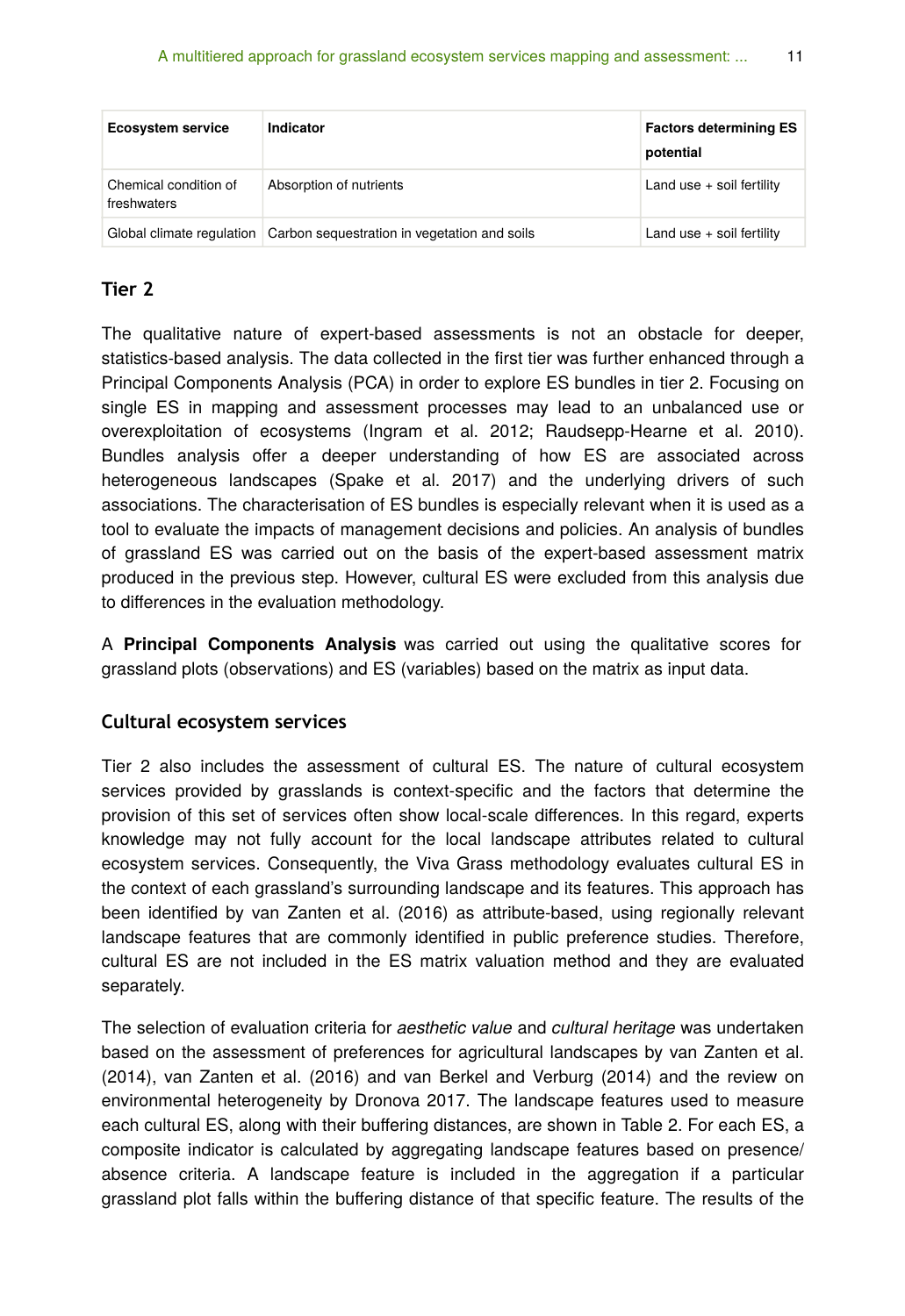| Ecosystem service | Indicator | Factors determining ES potential |
| --- | --- | --- |
| Chemical condition of freshwaters | Absorption of nutrients | Land use + soil fertility |
| Global climate regulation | Carbon sequestration in vegetation and soils | Land use + soil fertility |

### Tier 2

The qualitative nature of expert-based assessments is not an obstacle for deeper, statistics-based analysis. The data collected in the first tier was further enhanced through a Principal Components Analysis (PCA) in order to explore ES bundles in tier 2. Focusing on single ES in mapping and assessment processes may lead to an unbalanced use or overexploitation of ecosystems (Ingram et al. 2012; Raudsepp-Hearne et al. 2010). Bundles analysis offer a deeper understanding of how ES are associated across heterogeneous landscapes (Spake et al. 2017) and the underlying drivers of such associations. The characterisation of ES bundles is especially relevant when it is used as a tool to evaluate the impacts of management decisions and policies. An analysis of bundles of grassland ES was carried out on the basis of the expert-based assessment matrix produced in the previous step. However, cultural ES were excluded from this analysis due to differences in the evaluation methodology.

A **Principal Components Analysis** was carried out using the qualitative scores for grassland plots (observations) and ES (variables) based on the matrix as input data.

#### Cultural ecosystem services

Tier 2 also includes the assessment of cultural ES. The nature of cultural ecosystem services provided by grasslands is context-specific and the factors that determine the provision of this set of services often show local-scale differences. In this regard, experts knowledge may not fully account for the local landscape attributes related to cultural ecosystem services. Consequently, the Viva Grass methodology evaluates cultural ES in the context of each grassland's surrounding landscape and its features. This approach has been identified by van Zanten et al. (2016) as attribute-based, using regionally relevant landscape features that are commonly identified in public preference studies. Therefore, cultural ES are not included in the ES matrix valuation method and they are evaluated separately.

The selection of evaluation criteria for *aesthetic value* and *cultural heritage* was undertaken based on the assessment of preferences for agricultural landscapes by van Zanten et al. (2014), van Zanten et al. (2016) and van Berkel and Verburg (2014) and the review on environmental heterogeneity by Dronova 2017. The landscape features used to measure each cultural ES, along with their buffering distances, are shown in Table 2. For each ES, a composite indicator is calculated by aggregating landscape features based on presence/absence criteria. A landscape feature is included in the aggregation if a particular grassland plot falls within the buffering distance of that specific feature. The results of the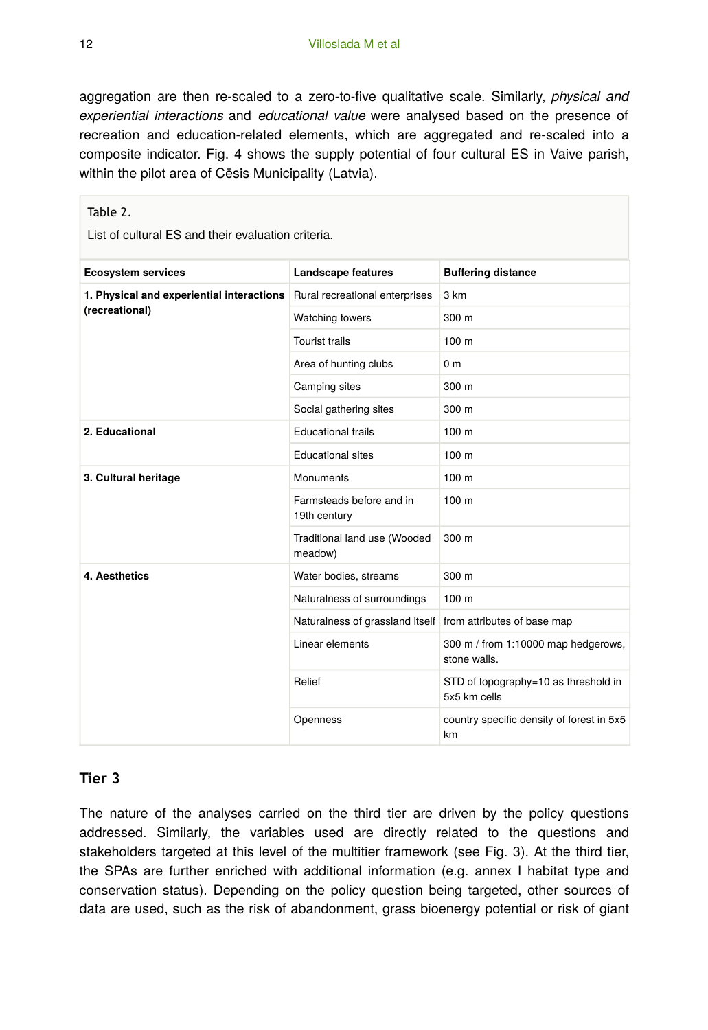aggregation are then re-scaled to a zero-to-five qualitative scale. Similarly, *physical and experiential interactions* and *educational value* were analysed based on the presence of recreation and education-related elements, which are aggregated and re-scaled into a composite indicator. Fig. 4 shows the supply potential of four cultural ES in Vaive parish, within the pilot area of Cēsis Municipality (Latvia).

Table 2.

List of cultural ES and their evaluation criteria.

| Ecosystem services | Landscape features | Buffering distance |
|---|---|---|
| **1. Physical and experiential interactions (recreational)** | Rural recreational enterprises | 3 km |
| | Watching towers | 300 m |
| | Tourist trails | 100 m |
| | Area of hunting clubs | 0 m |
| | Camping sites | 300 m |
| | Social gathering sites | 300 m |
| **2. Educational** | Educational trails | 100 m |
| | Educational sites | 100 m |
| **3. Cultural heritage** | Monuments | 100 m |
| | Farmsteads before and in 19th century | 100 m |
| | Traditional land use (Wooded meadow) | 300 m |
| **4. Aesthetics** | Water bodies, streams | 300 m |
| | Naturalness of surroundings | 100 m |
| | Naturalness of grassland itself | from attributes of base map |
| | Linear elements | 300 m / from 1:10000 map hedgerows, stone walls. |
| | Relief | STD of topography=10 as threshold in 5x5 km cells |
| | Openness | country specific density of forest in 5x5 km |

## Tier 3

The nature of the analyses carried on the third tier are driven by the policy questions addressed. Similarly, the variables used are directly related to the questions and stakeholders targeted at this level of the multitier framework (see Fig. 3). At the third tier, the SPAs are further enriched with additional information (e.g. annex I habitat type and conservation status). Depending on the policy question being targeted, other sources of data are used, such as the risk of abandonment, grass bioenergy potential or risk of giant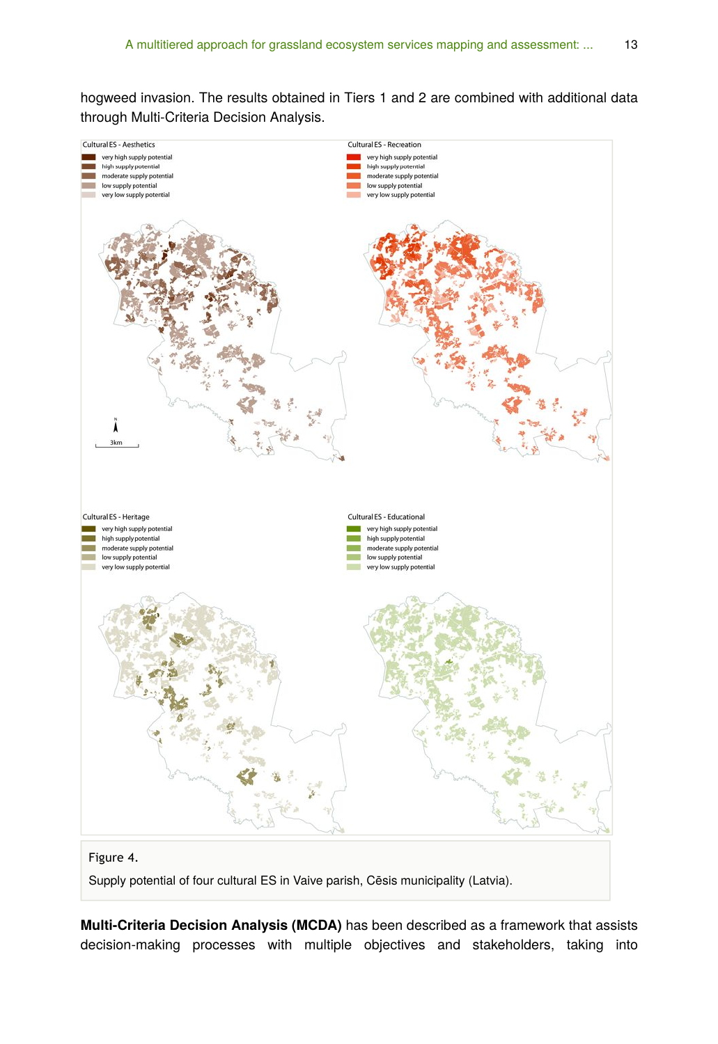hogweed invasion. The results obtained in Tiers 1 and 2 are combined with additional data through Multi-Criteria Decision Analysis.

Figure 4.

Supply potential of four cultural ES in Vaive parish, Cēsis municipality (Latvia).

**Multi-Criteria Decision Analysis (MCDA)** has been described as a framework that assists decision-making processes with multiple objectives and stakeholders, taking into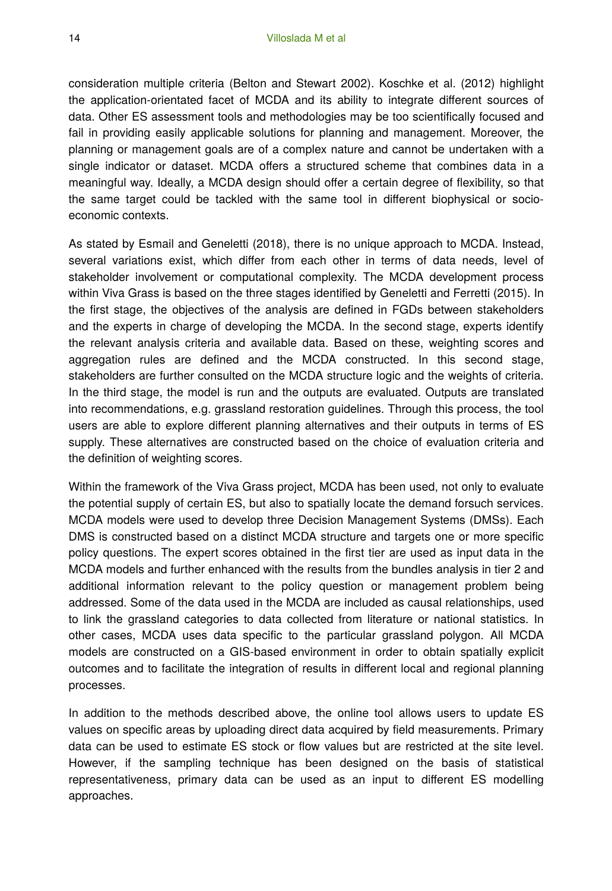consideration multiple criteria (Belton and Stewart 2002). Koschke et al. (2012) highlight the application-orientated facet of MCDA and its ability to integrate different sources of data. Other ES assessment tools and methodologies may be too scientifically focused and fail in providing easily applicable solutions for planning and management. Moreover, the planning or management goals are of a complex nature and cannot be undertaken with a single indicator or dataset. MCDA offers a structured scheme that combines data in a meaningful way. Ideally, a MCDA design should offer a certain degree of flexibility, so that the same target could be tackled with the same tool in different biophysical or socio-economic contexts.

As stated by Esmail and Geneletti (2018), there is no unique approach to MCDA. Instead, several variations exist, which differ from each other in terms of data needs, level of stakeholder involvement or computational complexity. The MCDA development process within Viva Grass is based on the three stages identified by Geneletti and Ferretti (2015). In the first stage, the objectives of the analysis are defined in FGDs between stakeholders and the experts in charge of developing the MCDA. In the second stage, experts identify the relevant analysis criteria and available data. Based on these, weighting scores and aggregation rules are defined and the MCDA constructed. In this second stage, stakeholders are further consulted on the MCDA structure logic and the weights of criteria. In the third stage, the model is run and the outputs are evaluated. Outputs are translated into recommendations, e.g. grassland restoration guidelines. Through this process, the tool users are able to explore different planning alternatives and their outputs in terms of ES supply. These alternatives are constructed based on the choice of evaluation criteria and the definition of weighting scores.

Within the framework of the Viva Grass project, MCDA has been used, not only to evaluate the potential supply of certain ES, but also to spatially locate the demand forsuch services. MCDA models were used to develop three Decision Management Systems (DMSs). Each DMS is constructed based on a distinct MCDA structure and targets one or more specific policy questions. The expert scores obtained in the first tier are used as input data in the MCDA models and further enhanced with the results from the bundles analysis in tier 2 and additional information relevant to the policy question or management problem being addressed. Some of the data used in the MCDA are included as causal relationships, used to link the grassland categories to data collected from literature or national statistics. In other cases, MCDA uses data specific to the particular grassland polygon. All MCDA models are constructed on a GIS-based environment in order to obtain spatially explicit outcomes and to facilitate the integration of results in different local and regional planning processes.

In addition to the methods described above, the online tool allows users to update ES values on specific areas by uploading direct data acquired by field measurements. Primary data can be used to estimate ES stock or flow values but are restricted at the site level. However, if the sampling technique has been designed on the basis of statistical representativeness, primary data can be used as an input to different ES modelling approaches.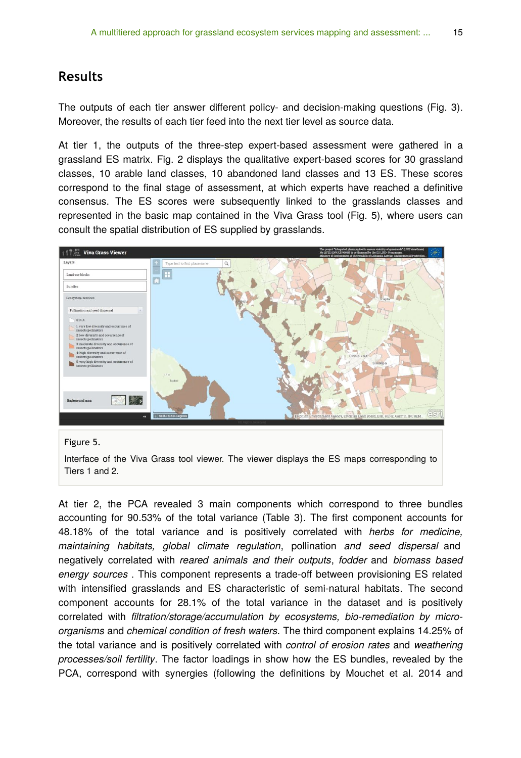## Results

The outputs of each tier answer different policy- and decision-making questions (Fig. 3). Moreover, the results of each tier feed into the next tier level as source data.

At tier 1, the outputs of the three-step expert-based assessment were gathered in a grassland ES matrix. Fig. 2 displays the qualitative expert-based scores for 30 grassland classes, 10 arable land classes, 10 abandoned land classes and 13 ES. These scores correspond to the final stage of assessment, at which experts have reached a definitive consensus. The ES scores were subsequently linked to the grasslands classes and represented in the basic map contained in the Viva Grass tool (Fig. 5), where users can consult the spatial distribution of ES supplied by grasslands.

Figure 5.

Interface of the Viva Grass tool viewer. The viewer displays the ES maps corresponding to Tiers 1 and 2.

At tier 2, the PCA revealed 3 main components which correspond to three bundles accounting for 90.53% of the total variance (Table 3). The first component accounts for 48.18% of the total variance and is positively correlated with *herbs for medicine, maintaining habitats, global climate regulation*, pollination *and seed dispersal* and negatively correlated with *reared animals and their outputs*, *fodder* and *biomass based energy sources* . This component represents a trade-off between provisioning ES related with intensified grasslands and ES characteristic of semi-natural habitats. The second component accounts for 28.1% of the total variance in the dataset and is positively correlated with *filtration/storage/accumulation by ecosystems, bio-remediation by micro-organisms* and *chemical condition of fresh waters*. The third component explains 14.25% of the total variance and is positively correlated with *control of erosion rates* and *weathering processes/soil fertility*. The factor loadings in show how the ES bundles, revealed by the PCA, correspond with synergies (following the definitions by Mouchet et al. 2014 and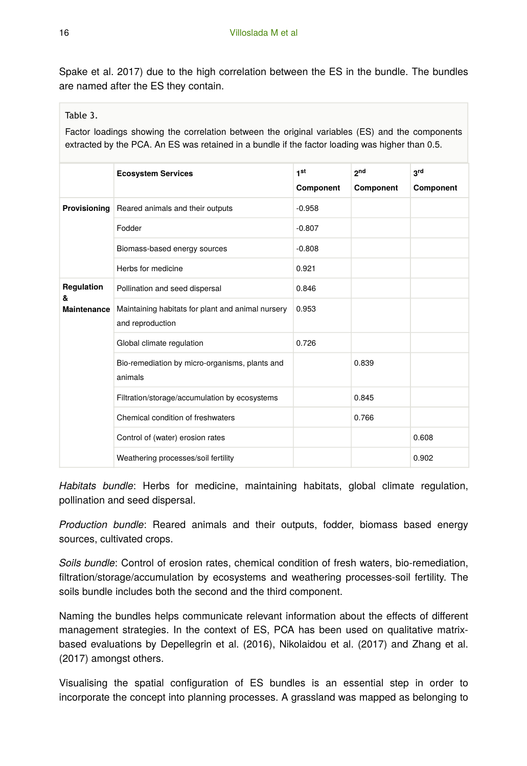Spake et al. 2017) due to the high correlation between the ES in the bundle. The bundles are named after the ES they contain.

Table 3.

Factor loadings showing the correlation between the original variables (ES) and the components extracted by the PCA. An ES was retained in a bundle if the factor loading was higher than 0.5.

| | Ecosystem Services | 1st Component | 2nd Component | 3rd Component |
|---|---|---|---|---|
| **Provisioning** | Reared animals and their outputs | -0.958 | | |
| | Fodder | -0.807 | | |
| | Biomass-based energy sources | -0.808 | | |
| | Herbs for medicine | 0.921 | | |
| **Regulation & Maintenance** | Pollination and seed dispersal | 0.846 | | |
| | Maintaining habitats for plant and animal nursery and reproduction | 0.953 | | |
| | Global climate regulation | 0.726 | | |
| | Bio-remediation by micro-organisms, plants and animals | | 0.839 | |
| | Filtration/storage/accumulation by ecosystems | | 0.845 | |
| | Chemical condition of freshwaters | | 0.766 | |
| | Control of (water) erosion rates | | | 0.608 |
| | Weathering processes/soil fertility | | | 0.902 |

*Habitats bundle*: Herbs for medicine, maintaining habitats, global climate regulation, pollination and seed dispersal.

*Production bundle*: Reared animals and their outputs, fodder, biomass based energy sources, cultivated crops.

*Soils bundle*: Control of erosion rates, chemical condition of fresh waters, bio-remediation, filtration/storage/accumulation by ecosystems and weathering processes-soil fertility. The soils bundle includes both the second and the third component.

Naming the bundles helps communicate relevant information about the effects of different management strategies. In the context of ES, PCA has been used on qualitative matrix-based evaluations by Depellegrin et al. (2016), Nikolaidou et al. (2017) and Zhang et al. (2017) amongst others.

Visualising the spatial configuration of ES bundles is an essential step in order to incorporate the concept into planning processes. A grassland was mapped as belonging to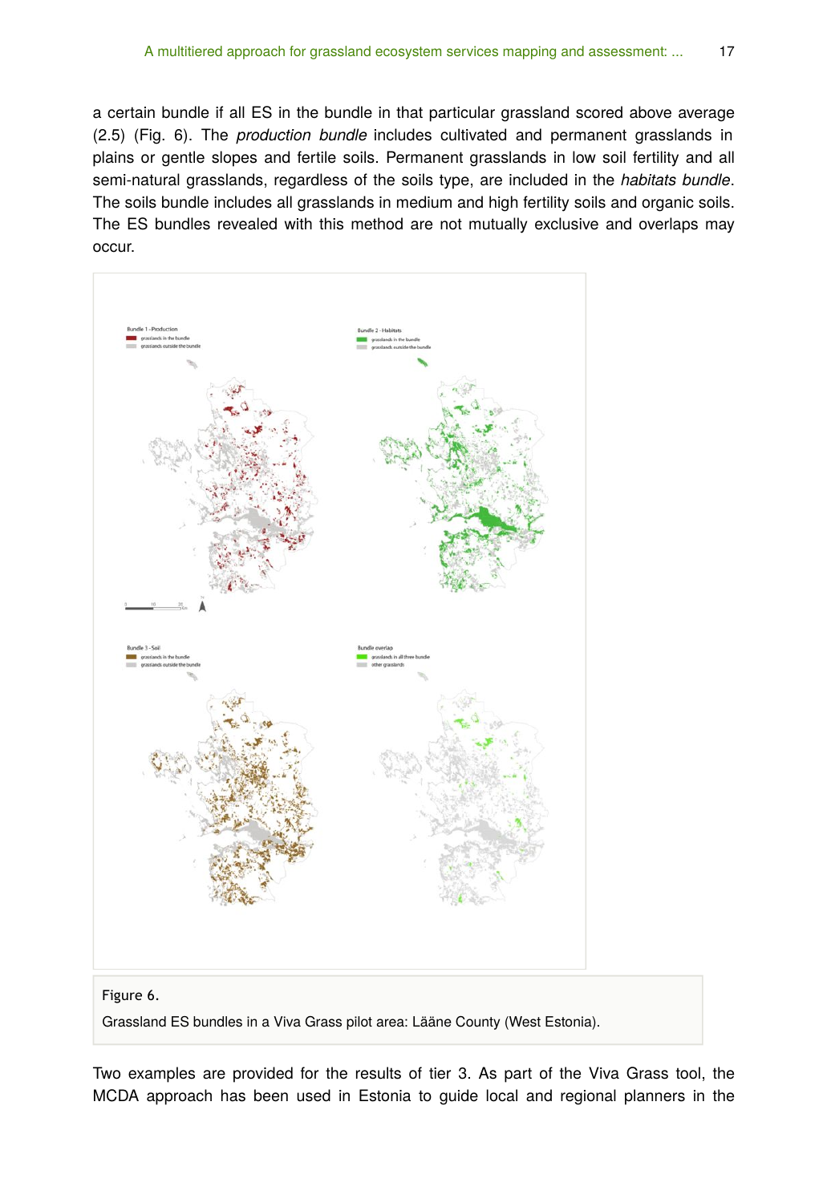a certain bundle if all ES in the bundle in that particular grassland scored above average (2.5) (Fig. 6). The *production bundle* includes cultivated and permanent grasslands in plains or gentle slopes and fertile soils. Permanent grasslands in low soil fertility and all semi-natural grasslands, regardless of the soils type, are included in the *habitats bundle*. The soils bundle includes all grasslands in medium and high fertility soils and organic soils. The ES bundles revealed with this method are not mutually exclusive and overlaps may occur.

Figure 6.

Grassland ES bundles in a Viva Grass pilot area: Lääne County (West Estonia).

Two examples are provided for the results of tier 3. As part of the Viva Grass tool, the MCDA approach has been used in Estonia to guide local and regional planners in the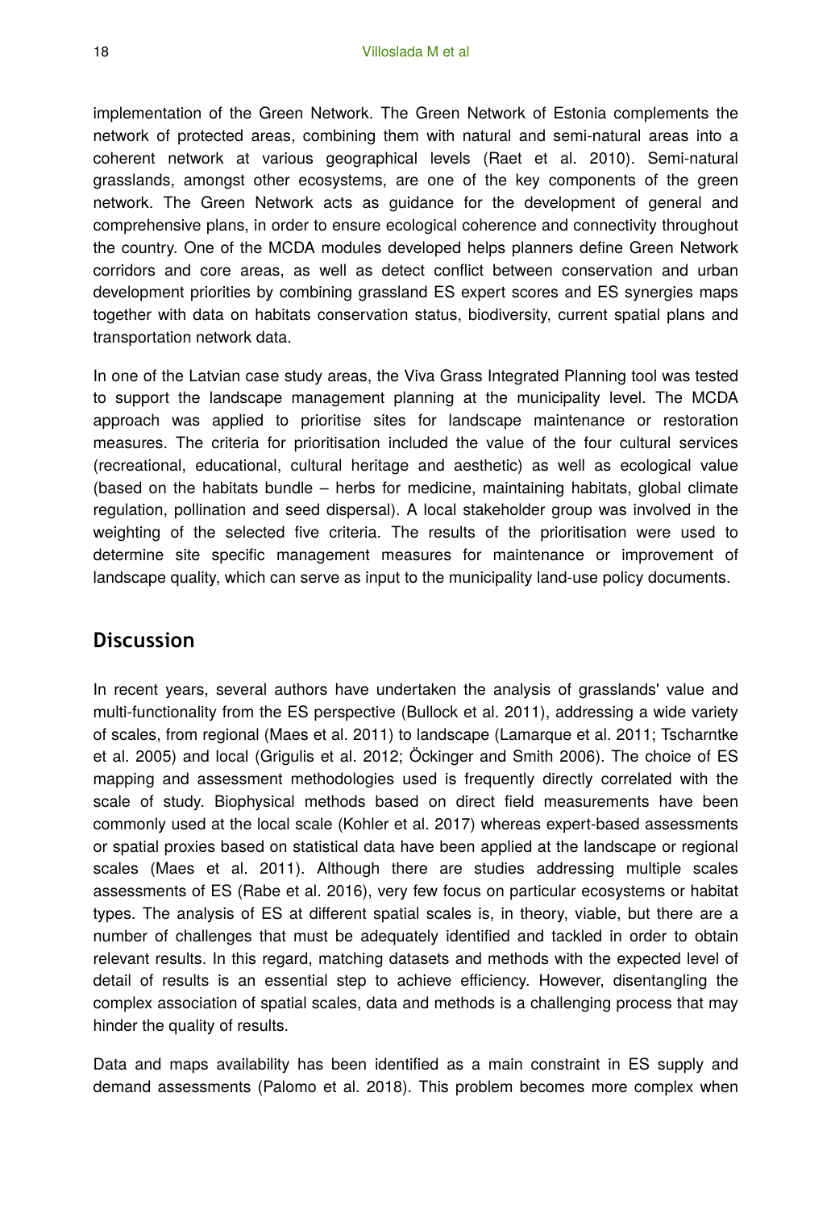implementation of the Green Network. The Green Network of Estonia complements the network of protected areas, combining them with natural and semi-natural areas into a coherent network at various geographical levels (Raet et al. 2010). Semi-natural grasslands, amongst other ecosystems, are one of the key components of the green network. The Green Network acts as guidance for the development of general and comprehensive plans, in order to ensure ecological coherence and connectivity throughout the country. One of the MCDA modules developed helps planners define Green Network corridors and core areas, as well as detect conflict between conservation and urban development priorities by combining grassland ES expert scores and ES synergies maps together with data on habitats conservation status, biodiversity, current spatial plans and transportation network data.

In one of the Latvian case study areas, the Viva Grass Integrated Planning tool was tested to support the landscape management planning at the municipality level. The MCDA approach was applied to prioritise sites for landscape maintenance or restoration measures. The criteria for prioritisation included the value of the four cultural services (recreational, educational, cultural heritage and aesthetic) as well as ecological value (based on the habitats bundle – herbs for medicine, maintaining habitats, global climate regulation, pollination and seed dispersal). A local stakeholder group was involved in the weighting of the selected five criteria. The results of the prioritisation were used to determine site specific management measures for maintenance or improvement of landscape quality, which can serve as input to the municipality land-use policy documents.

## Discussion

In recent years, several authors have undertaken the analysis of grasslands' value and multi-functionality from the ES perspective (Bullock et al. 2011), addressing a wide variety of scales, from regional (Maes et al. 2011) to landscape (Lamarque et al. 2011; Tscharntke et al. 2005) and local (Grigulis et al. 2012; Öckinger and Smith 2006). The choice of ES mapping and assessment methodologies used is frequently directly correlated with the scale of study. Biophysical methods based on direct field measurements have been commonly used at the local scale (Kohler et al. 2017) whereas expert-based assessments or spatial proxies based on statistical data have been applied at the landscape or regional scales (Maes et al. 2011). Although there are studies addressing multiple scales assessments of ES (Rabe et al. 2016), very few focus on particular ecosystems or habitat types. The analysis of ES at different spatial scales is, in theory, viable, but there are a number of challenges that must be adequately identified and tackled in order to obtain relevant results. In this regard, matching datasets and methods with the expected level of detail of results is an essential step to achieve efficiency. However, disentangling the complex association of spatial scales, data and methods is a challenging process that may hinder the quality of results.

Data and maps availability has been identified as a main constraint in ES supply and demand assessments (Palomo et al. 2018). This problem becomes more complex when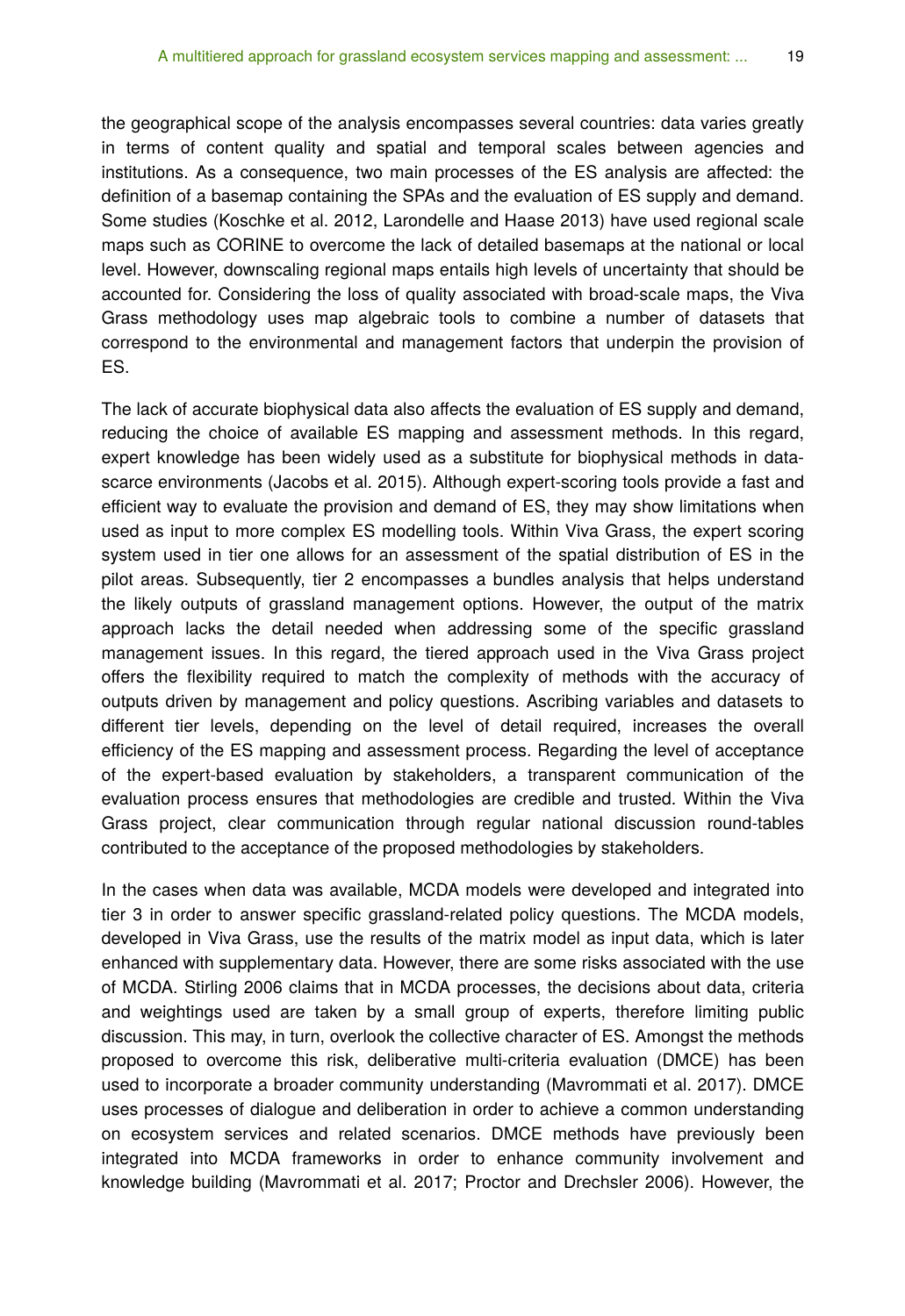the geographical scope of the analysis encompasses several countries: data varies greatly in terms of content quality and spatial and temporal scales between agencies and institutions. As a consequence, two main processes of the ES analysis are affected: the definition of a basemap containing the SPAs and the evaluation of ES supply and demand. Some studies (Koschke et al. 2012, Larondelle and Haase 2013) have used regional scale maps such as CORINE to overcome the lack of detailed basemaps at the national or local level. However, downscaling regional maps entails high levels of uncertainty that should be accounted for. Considering the loss of quality associated with broad-scale maps, the Viva Grass methodology uses map algebraic tools to combine a number of datasets that correspond to the environmental and management factors that underpin the provision of ES.

The lack of accurate biophysical data also affects the evaluation of ES supply and demand, reducing the choice of available ES mapping and assessment methods. In this regard, expert knowledge has been widely used as a substitute for biophysical methods in data-scarce environments (Jacobs et al. 2015). Although expert-scoring tools provide a fast and efficient way to evaluate the provision and demand of ES, they may show limitations when used as input to more complex ES modelling tools. Within Viva Grass, the expert scoring system used in tier one allows for an assessment of the spatial distribution of ES in the pilot areas. Subsequently, tier 2 encompasses a bundles analysis that helps understand the likely outputs of grassland management options. However, the output of the matrix approach lacks the detail needed when addressing some of the specific grassland management issues. In this regard, the tiered approach used in the Viva Grass project offers the flexibility required to match the complexity of methods with the accuracy of outputs driven by management and policy questions. Ascribing variables and datasets to different tier levels, depending on the level of detail required, increases the overall efficiency of the ES mapping and assessment process. Regarding the level of acceptance of the expert-based evaluation by stakeholders, a transparent communication of the evaluation process ensures that methodologies are credible and trusted. Within the Viva Grass project, clear communication through regular national discussion round-tables contributed to the acceptance of the proposed methodologies by stakeholders.

In the cases when data was available, MCDA models were developed and integrated into tier 3 in order to answer specific grassland-related policy questions. The MCDA models, developed in Viva Grass, use the results of the matrix model as input data, which is later enhanced with supplementary data. However, there are some risks associated with the use of MCDA. Stirling 2006 claims that in MCDA processes, the decisions about data, criteria and weightings used are taken by a small group of experts, therefore limiting public discussion. This may, in turn, overlook the collective character of ES. Amongst the methods proposed to overcome this risk, deliberative multi-criteria evaluation (DMCE) has been used to incorporate a broader community understanding (Mavrommati et al. 2017). DMCE uses processes of dialogue and deliberation in order to achieve a common understanding on ecosystem services and related scenarios. DMCE methods have previously been integrated into MCDA frameworks in order to enhance community involvement and knowledge building (Mavrommati et al. 2017; Proctor and Drechsler 2006). However, the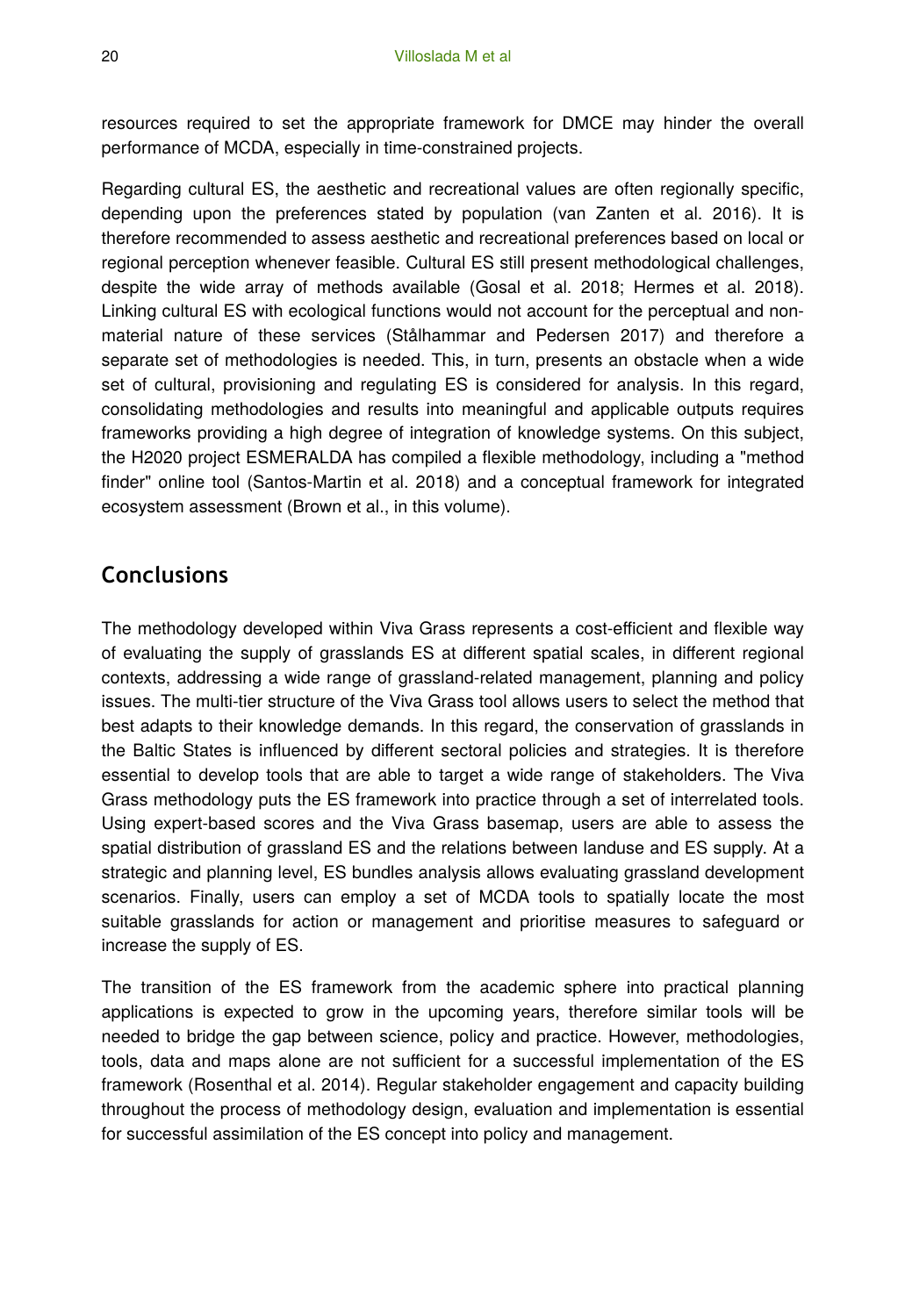resources required to set the appropriate framework for DMCE may hinder the overall performance of MCDA, especially in time-constrained projects.

Regarding cultural ES, the aesthetic and recreational values are often regionally specific, depending upon the preferences stated by population (van Zanten et al. 2016). It is therefore recommended to assess aesthetic and recreational preferences based on local or regional perception whenever feasible. Cultural ES still present methodological challenges, despite the wide array of methods available (Gosal et al. 2018; Hermes et al. 2018). Linking cultural ES with ecological functions would not account for the perceptual and non-material nature of these services (Stålhammar and Pedersen 2017) and therefore a separate set of methodologies is needed. This, in turn, presents an obstacle when a wide set of cultural, provisioning and regulating ES is considered for analysis. In this regard, consolidating methodologies and results into meaningful and applicable outputs requires frameworks providing a high degree of integration of knowledge systems. On this subject, the H2020 project ESMERALDA has compiled a flexible methodology, including a "method finder" online tool (Santos-Martin et al. 2018) and a conceptual framework for integrated ecosystem assessment (Brown et al., in this volume).

## Conclusions

The methodology developed within Viva Grass represents a cost-efficient and flexible way of evaluating the supply of grasslands ES at different spatial scales, in different regional contexts, addressing a wide range of grassland-related management, planning and policy issues. The multi-tier structure of the Viva Grass tool allows users to select the method that best adapts to their knowledge demands. In this regard, the conservation of grasslands in the Baltic States is influenced by different sectoral policies and strategies. It is therefore essential to develop tools that are able to target a wide range of stakeholders. The Viva Grass methodology puts the ES framework into practice through a set of interrelated tools. Using expert-based scores and the Viva Grass basemap, users are able to assess the spatial distribution of grassland ES and the relations between landuse and ES supply. At a strategic and planning level, ES bundles analysis allows evaluating grassland development scenarios. Finally, users can employ a set of MCDA tools to spatially locate the most suitable grasslands for action or management and prioritise measures to safeguard or increase the supply of ES.

The transition of the ES framework from the academic sphere into practical planning applications is expected to grow in the upcoming years, therefore similar tools will be needed to bridge the gap between science, policy and practice. However, methodologies, tools, data and maps alone are not sufficient for a successful implementation of the ES framework (Rosenthal et al. 2014). Regular stakeholder engagement and capacity building throughout the process of methodology design, evaluation and implementation is essential for successful assimilation of the ES concept into policy and management.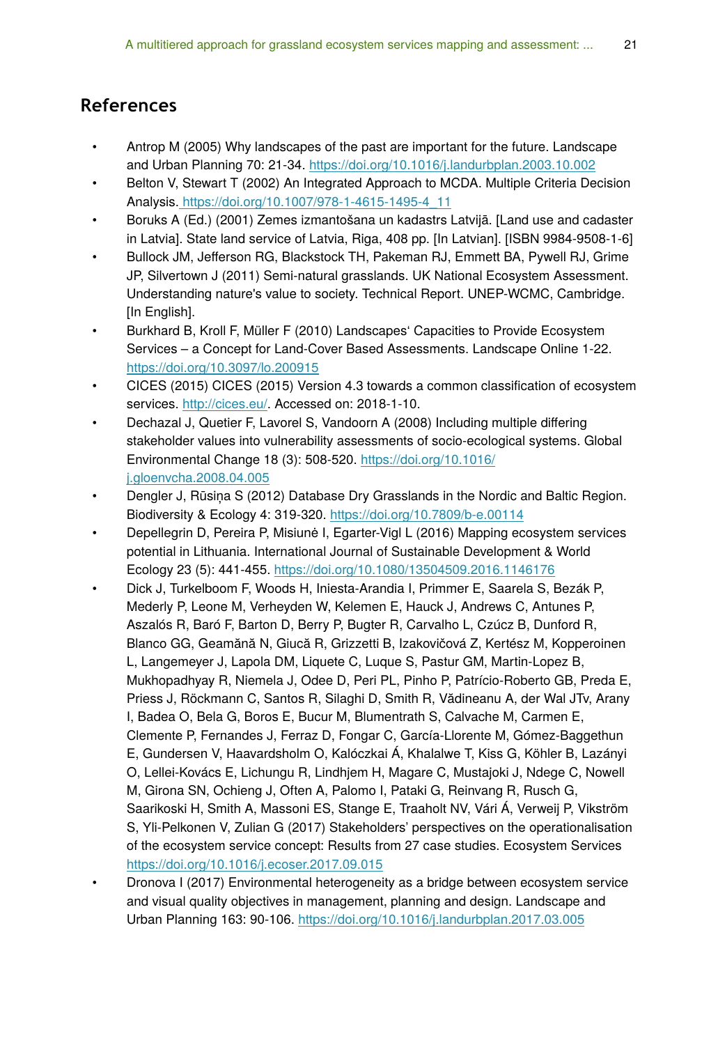## References

- Antrop M (2005) Why landscapes of the past are important for the future. Landscape and Urban Planning 70: 21-34. https://doi.org/10.1016/j.landurbplan.2003.10.002
- Belton V, Stewart T (2002) An Integrated Approach to MCDA. Multiple Criteria Decision Analysis. https://doi.org/10.1007/978-1-4615-1495-4_11
- Boruks A (Ed.) (2001) Zemes izmantošana un kadastrs Latvijā. [Land use and cadaster in Latvia]. State land service of Latvia, Riga, 408 pp. [In Latvian]. [ISBN 9984-9508-1-6]
- Bullock JM, Jefferson RG, Blackstock TH, Pakeman RJ, Emmett BA, Pywell RJ, Grime JP, Silvertown J (2011) Semi-natural grasslands. UK National Ecosystem Assessment. Understanding nature's value to society. Technical Report. UNEP-WCMC, Cambridge. [In English].
- Burkhard B, Kroll F, Müller F (2010) Landscapes' Capacities to Provide Ecosystem Services – a Concept for Land-Cover Based Assessments. Landscape Online 1-22. https://doi.org/10.3097/lo.200915
- CICES (2015) CICES (2015) Version 4.3 towards a common classification of ecosystem services. http://cices.eu/. Accessed on: 2018-1-10.
- Dechazal J, Quetier F, Lavorel S, Vandoorn A (2008) Including multiple differing stakeholder values into vulnerability assessments of socio-ecological systems. Global Environmental Change 18 (3): 508-520. https://doi.org/10.1016/j.gloenvcha.2008.04.005
- Dengler J, Rūsiņa S (2012) Database Dry Grasslands in the Nordic and Baltic Region. Biodiversity & Ecology 4: 319-320. https://doi.org/10.7809/b-e.00114
- Depellegrin D, Pereira P, Misiunė I, Egarter-Vigl L (2016) Mapping ecosystem services potential in Lithuania. International Journal of Sustainable Development & World Ecology 23 (5): 441-455. https://doi.org/10.1080/13504509.2016.1146176
- Dick J, Turkelboom F, Woods H, Iniesta-Arandia I, Primmer E, Saarela S, Bezák P, Mederly P, Leone M, Verheyden W, Kelemen E, Hauck J, Andrews C, Antunes P, Aszalós R, Baró F, Barton D, Berry P, Bugter R, Carvalho L, Czúcz B, Dunford R, Blanco GG, Geamănă N, Giucă R, Grizzetti B, Izakovičová Z, Kertész M, Kopperoinen L, Langemeyer J, Lapola DM, Liquete C, Luque S, Pastur GM, Martin-Lopez B, Mukhopadhyay R, Niemela J, Odee D, Peri PL, Pinho P, Patrício-Roberto GB, Preda E, Priess J, Röckmann C, Santos R, Silaghi D, Smith R, Vădineanu A, der Wal JTv, Arany I, Badea O, Bela G, Boros E, Bucur M, Blumentrath S, Calvache M, Carmen E, Clemente P, Fernandes J, Ferraz D, Fongar C, García-Llorente M, Gómez-Baggethun E, Gundersen V, Haavardsholm O, Kalóczkai Á, Khalalwe T, Kiss G, Köhler B, Lazányi O, Lellei-Kovács E, Lichungu R, Lindhjem H, Magare C, Mustajoki J, Ndege C, Nowell M, Girona SN, Ochieng J, Often A, Palomo I, Pataki G, Reinvang R, Rusch G, Saarikoski H, Smith A, Massoni ES, Stange E, Traaholt NV, Vári Á, Verweij P, Vikström S, Yli-Pelkonen V, Zulian G (2017) Stakeholders' perspectives on the operationalisation of the ecosystem service concept: Results from 27 case studies. Ecosystem Services https://doi.org/10.1016/j.ecoser.2017.09.015
- Dronova I (2017) Environmental heterogeneity as a bridge between ecosystem service and visual quality objectives in management, planning and design. Landscape and Urban Planning 163: 90-106. https://doi.org/10.1016/j.landurbplan.2017.03.005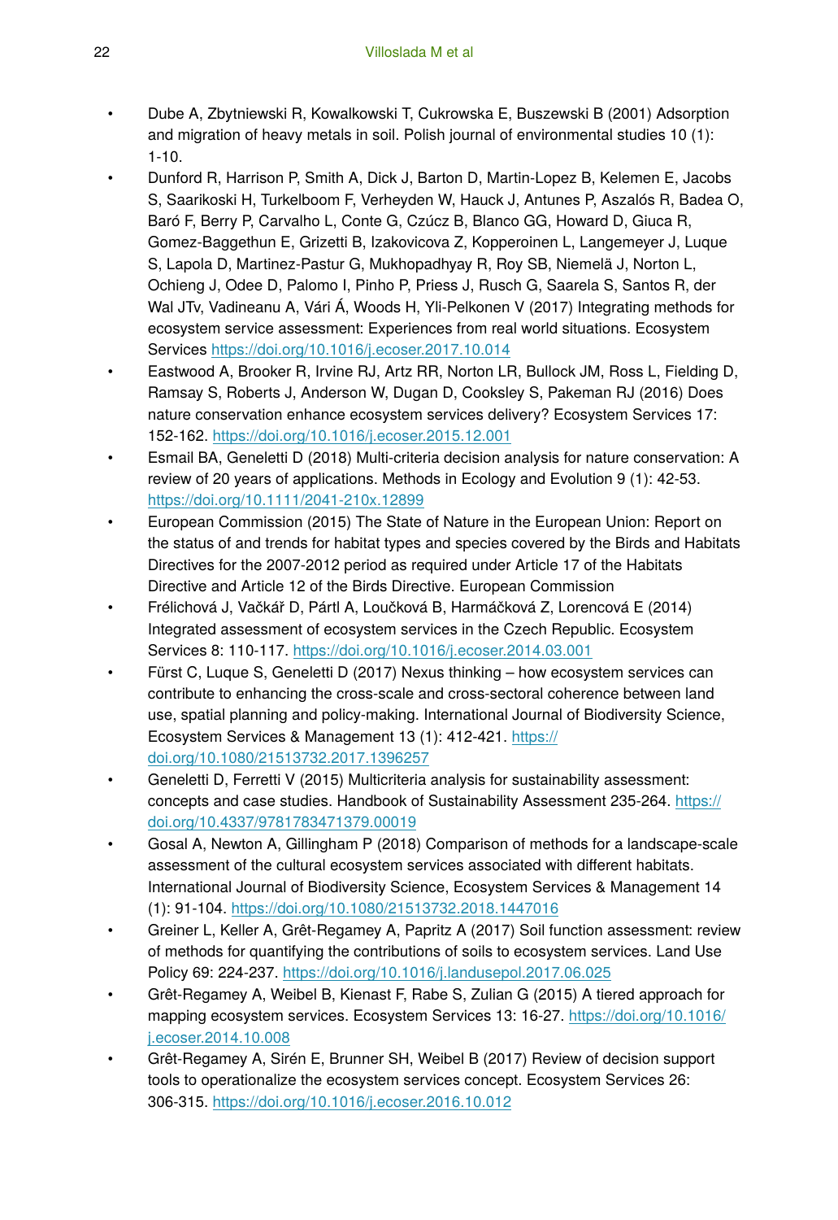- Dube A, Zbytniewski R, Kowalkowski T, Cukrowska E, Buszewski B (2001) Adsorption and migration of heavy metals in soil. Polish journal of environmental studies 10 (1): 1-10.
- Dunford R, Harrison P, Smith A, Dick J, Barton D, Martin-Lopez B, Kelemen E, Jacobs S, Saarikoski H, Turkelboom F, Verheyden W, Hauck J, Antunes P, Aszalós R, Badea O, Baró F, Berry P, Carvalho L, Conte G, Czúcz B, Blanco GG, Howard D, Giuca R, Gomez-Baggethun E, Grizetti B, Izakovicova Z, Kopperoinen L, Langemeyer J, Luque S, Lapola D, Martinez-Pastur G, Mukhopadhyay R, Roy SB, Niemelä J, Norton L, Ochieng J, Odee D, Palomo I, Pinho P, Priess J, Rusch G, Saarela S, Santos R, der Wal JTv, Vadineanu A, Vári Á, Woods H, Yli-Pelkonen V (2017) Integrating methods for ecosystem service assessment: Experiences from real world situations. Ecosystem Services https://doi.org/10.1016/j.ecoser.2017.10.014
- Eastwood A, Brooker R, Irvine RJ, Artz RR, Norton LR, Bullock JM, Ross L, Fielding D, Ramsay S, Roberts J, Anderson W, Dugan D, Cooksley S, Pakeman RJ (2016) Does nature conservation enhance ecosystem services delivery? Ecosystem Services 17: 152-162. https://doi.org/10.1016/j.ecoser.2015.12.001
- Esmail BA, Geneletti D (2018) Multi-criteria decision analysis for nature conservation: A review of 20 years of applications. Methods in Ecology and Evolution 9 (1): 42-53. https://doi.org/10.1111/2041-210x.12899
- European Commission (2015) The State of Nature in the European Union: Report on the status of and trends for habitat types and species covered by the Birds and Habitats Directives for the 2007-2012 period as required under Article 17 of the Habitats Directive and Article 12 of the Birds Directive. European Commission
- Frélichová J, Vačkář D, Pártl A, Loučková B, Harmáčková Z, Lorencová E (2014) Integrated assessment of ecosystem services in the Czech Republic. Ecosystem Services 8: 110-117. https://doi.org/10.1016/j.ecoser.2014.03.001
- Fürst C, Luque S, Geneletti D (2017) Nexus thinking – how ecosystem services can contribute to enhancing the cross-scale and cross-sectoral coherence between land use, spatial planning and policy-making. International Journal of Biodiversity Science, Ecosystem Services & Management 13 (1): 412-421. https://doi.org/10.1080/21513732.2017.1396257
- Geneletti D, Ferretti V (2015) Multicriteria analysis for sustainability assessment: concepts and case studies. Handbook of Sustainability Assessment 235-264. https://doi.org/10.4337/9781783471379.00019
- Gosal A, Newton A, Gillingham P (2018) Comparison of methods for a landscape-scale assessment of the cultural ecosystem services associated with different habitats. International Journal of Biodiversity Science, Ecosystem Services & Management 14 (1): 91-104. https://doi.org/10.1080/21513732.2018.1447016
- Greiner L, Keller A, Grêt-Regamey A, Papritz A (2017) Soil function assessment: review of methods for quantifying the contributions of soils to ecosystem services. Land Use Policy 69: 224-237. https://doi.org/10.1016/j.landusepol.2017.06.025
- Grêt-Regamey A, Weibel B, Kienast F, Rabe S, Zulian G (2015) A tiered approach for mapping ecosystem services. Ecosystem Services 13: 16-27. https://doi.org/10.1016/j.ecoser.2014.10.008
- Grêt-Regamey A, Sirén E, Brunner SH, Weibel B (2017) Review of decision support tools to operationalize the ecosystem services concept. Ecosystem Services 26: 306-315. https://doi.org/10.1016/j.ecoser.2016.10.012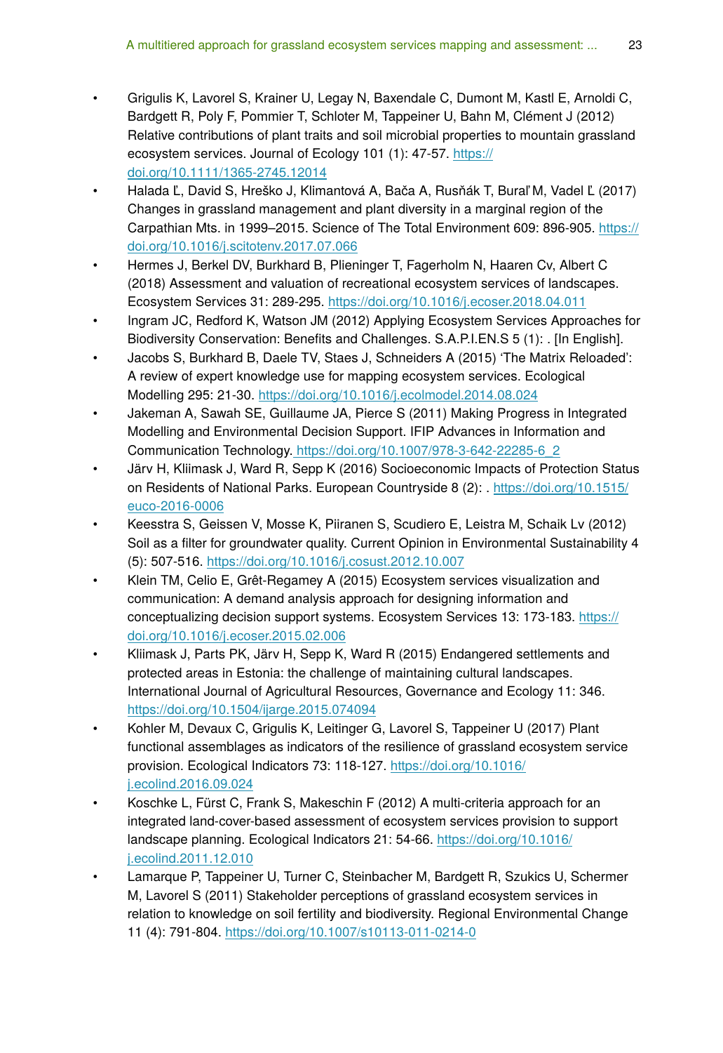- Grigulis K, Lavorel S, Krainer U, Legay N, Baxendale C, Dumont M, Kastl E, Arnoldi C, Bardgett R, Poly F, Pommier T, Schloter M, Tappeiner U, Bahn M, Clément J (2012) Relative contributions of plant traits and soil microbial properties to mountain grassland ecosystem services. Journal of Ecology 101 (1): 47-57. https://doi.org/10.1111/1365-2745.12014
- Halada Ľ, David S, Hreško J, Klimantová A, Bača A, Rusňák T, Buraľ M, Vadel Ľ (2017) Changes in grassland management and plant diversity in a marginal region of the Carpathian Mts. in 1999–2015. Science of The Total Environment 609: 896-905. https://doi.org/10.1016/j.scitotenv.2017.07.066
- Hermes J, Berkel DV, Burkhard B, Plieninger T, Fagerholm N, Haaren Cv, Albert C (2018) Assessment and valuation of recreational ecosystem services of landscapes. Ecosystem Services 31: 289-295. https://doi.org/10.1016/j.ecoser.2018.04.011
- Ingram JC, Redford K, Watson JM (2012) Applying Ecosystem Services Approaches for Biodiversity Conservation: Benefits and Challenges. S.A.P.I.EN.S 5 (1): . [In English].
- Jacobs S, Burkhard B, Daele TV, Staes J, Schneiders A (2015) 'The Matrix Reloaded': A review of expert knowledge use for mapping ecosystem services. Ecological Modelling 295: 21-30. https://doi.org/10.1016/j.ecolmodel.2014.08.024
- Jakeman A, Sawah SE, Guillaume JA, Pierce S (2011) Making Progress in Integrated Modelling and Environmental Decision Support. IFIP Advances in Information and Communication Technology. https://doi.org/10.1007/978-3-642-22285-6_2
- Järv H, Kliimask J, Ward R, Sepp K (2016) Socioeconomic Impacts of Protection Status on Residents of National Parks. European Countryside 8 (2): . https://doi.org/10.1515/euco-2016-0006
- Keesstra S, Geissen V, Mosse K, Piiranen S, Scudiero E, Leistra M, Schaik Lv (2012) Soil as a filter for groundwater quality. Current Opinion in Environmental Sustainability 4 (5): 507-516. https://doi.org/10.1016/j.cosust.2012.10.007
- Klein TM, Celio E, Grêt-Regamey A (2015) Ecosystem services visualization and communication: A demand analysis approach for designing information and conceptualizing decision support systems. Ecosystem Services 13: 173-183. https://doi.org/10.1016/j.ecoser.2015.02.006
- Kliimask J, Parts PK, Järv H, Sepp K, Ward R (2015) Endangered settlements and protected areas in Estonia: the challenge of maintaining cultural landscapes. International Journal of Agricultural Resources, Governance and Ecology 11: 346. https://doi.org/10.1504/ijarge.2015.074094
- Kohler M, Devaux C, Grigulis K, Leitinger G, Lavorel S, Tappeiner U (2017) Plant functional assemblages as indicators of the resilience of grassland ecosystem service provision. Ecological Indicators 73: 118-127. https://doi.org/10.1016/j.ecolind.2016.09.024
- Koschke L, Fürst C, Frank S, Makeschin F (2012) A multi-criteria approach for an integrated land-cover-based assessment of ecosystem services provision to support landscape planning. Ecological Indicators 21: 54-66. https://doi.org/10.1016/j.ecolind.2011.12.010
- Lamarque P, Tappeiner U, Turner C, Steinbacher M, Bardgett R, Szukics U, Schermer M, Lavorel S (2011) Stakeholder perceptions of grassland ecosystem services in relation to knowledge on soil fertility and biodiversity. Regional Environmental Change 11 (4): 791-804. https://doi.org/10.1007/s10113-011-0214-0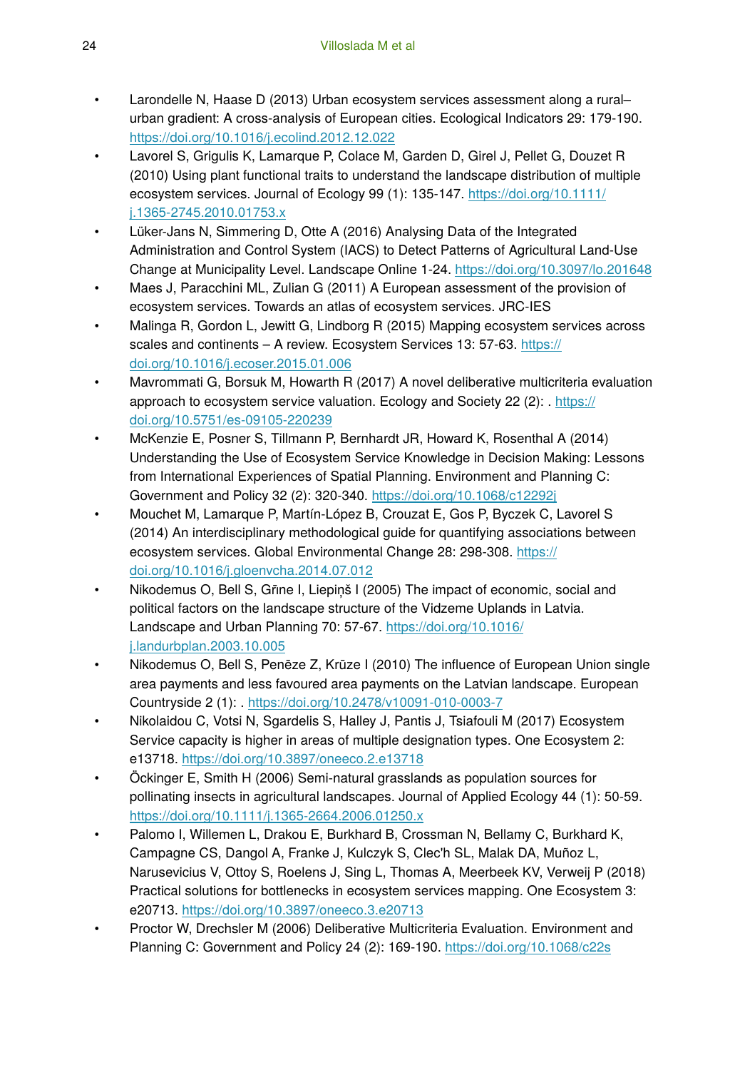- Larondelle N, Haase D (2013) Urban ecosystem services assessment along a rural–urban gradient: A cross-analysis of European cities. Ecological Indicators 29: 179-190. https://doi.org/10.1016/j.ecolind.2012.12.022
- Lavorel S, Grigulis K, Lamarque P, Colace M, Garden D, Girel J, Pellet G, Douzet R (2010) Using plant functional traits to understand the landscape distribution of multiple ecosystem services. Journal of Ecology 99 (1): 135-147. https://doi.org/10.1111/j.1365-2745.2010.01753.x
- Lüker-Jans N, Simmering D, Otte A (2016) Analysing Data of the Integrated Administration and Control System (IACS) to Detect Patterns of Agricultural Land-Use Change at Municipality Level. Landscape Online 1-24. https://doi.org/10.3097/lo.201648
- Maes J, Paracchini ML, Zulian G (2011) A European assessment of the provision of ecosystem services. Towards an atlas of ecosystem services. JRC-IES
- Malinga R, Gordon L, Jewitt G, Lindborg R (2015) Mapping ecosystem services across scales and continents – A review. Ecosystem Services 13: 57-63. https://doi.org/10.1016/j.ecoser.2015.01.006
- Mavrommati G, Borsuk M, Howarth R (2017) A novel deliberative multicriteria evaluation approach to ecosystem service valuation. Ecology and Society 22 (2): . https://doi.org/10.5751/es-09105-220239
- McKenzie E, Posner S, Tillmann P, Bernhardt JR, Howard K, Rosenthal A (2014) Understanding the Use of Ecosystem Service Knowledge in Decision Making: Lessons from International Experiences of Spatial Planning. Environment and Planning C: Government and Policy 32 (2): 320-340. https://doi.org/10.1068/c12292j
- Mouchet M, Lamarque P, Martín-López B, Crouzat E, Gos P, Byczek C, Lavorel S (2014) An interdisciplinary methodological guide for quantifying associations between ecosystem services. Global Environmental Change 28: 298-308. https://doi.org/10.1016/j.gloenvcha.2014.07.012
- Nikodemus O, Bell S, Grīne I, Liepiņš I (2005) The impact of economic, social and political factors on the landscape structure of the Vidzeme Uplands in Latvia. Landscape and Urban Planning 70: 57-67. https://doi.org/10.1016/j.landurbplan.2003.10.005
- Nikodemus O, Bell S, Penēze Z, Krūze I (2010) The influence of European Union single area payments and less favoured area payments on the Latvian landscape. European Countryside 2 (1): . https://doi.org/10.2478/v10091-010-0003-7
- Nikolaidou C, Votsi N, Sgardelis S, Halley J, Pantis J, Tsiafouli M (2017) Ecosystem Service capacity is higher in areas of multiple designation types. One Ecosystem 2: e13718. https://doi.org/10.3897/oneeco.2.e13718
- Öckinger E, Smith H (2006) Semi-natural grasslands as population sources for pollinating insects in agricultural landscapes. Journal of Applied Ecology 44 (1): 50-59. https://doi.org/10.1111/j.1365-2664.2006.01250.x
- Palomo I, Willemen L, Drakou E, Burkhard B, Crossman N, Bellamy C, Burkhard K, Campagne CS, Dangol A, Franke J, Kulczyk S, Clec'h SL, Malak DA, Muñoz L, Narusevicius V, Ottoy S, Roelens J, Sing L, Thomas A, Meerbeek KV, Verweij P (2018) Practical solutions for bottlenecks in ecosystem services mapping. One Ecosystem 3: e20713. https://doi.org/10.3897/oneeco.3.e20713
- Proctor W, Drechsler M (2006) Deliberative Multicriteria Evaluation. Environment and Planning C: Government and Policy 24 (2): 169-190. https://doi.org/10.1068/c22s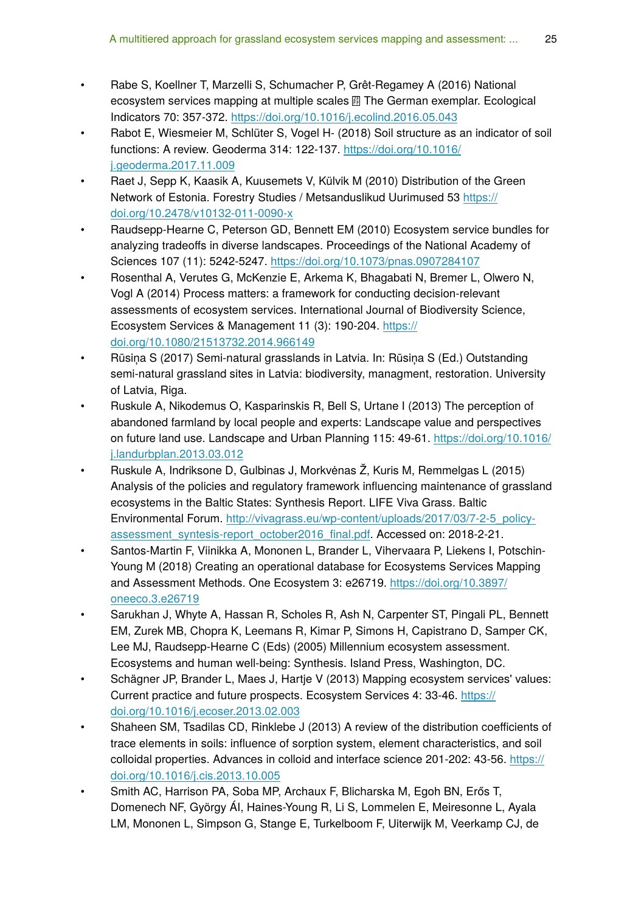- Rabe S, Koellner T, Marzelli S, Schumacher P, Grêt-Regamey A (2016) National ecosystem services mapping at multiple scales  The German exemplar. Ecological Indicators 70: 357-372. https://doi.org/10.1016/j.ecolind.2016.05.043
- Rabot E, Wiesmeier M, Schlüter S, Vogel H- (2018) Soil structure as an indicator of soil functions: A review. Geoderma 314: 122-137. https://doi.org/10.1016/j.geoderma.2017.11.009
- Raet J, Sepp K, Kaasik A, Kuusemets V, Külvik M (2010) Distribution of the Green Network of Estonia. Forestry Studies / Metsanduslikud Uurimused 53 https://doi.org/10.2478/v10132-011-0090-x
- Raudsepp-Hearne C, Peterson GD, Bennett EM (2010) Ecosystem service bundles for analyzing tradeoffs in diverse landscapes. Proceedings of the National Academy of Sciences 107 (11): 5242-5247. https://doi.org/10.1073/pnas.0907284107
- Rosenthal A, Verutes G, McKenzie E, Arkema K, Bhagabati N, Bremer L, Olwero N, Vogl A (2014) Process matters: a framework for conducting decision-relevant assessments of ecosystem services. International Journal of Biodiversity Science, Ecosystem Services & Management 11 (3): 190-204. https://doi.org/10.1080/21513732.2014.966149
- Rūsiņa S (2017) Semi-natural grasslands in Latvia. In: Rūsiņa S (Ed.) Outstanding semi-natural grassland sites in Latvia: biodiversity, managment, restoration. University of Latvia, Riga.
- Ruskule A, Nikodemus O, Kasparinskis R, Bell S, Urtane I (2013) The perception of abandoned farmland by local people and experts: Landscape value and perspectives on future land use. Landscape and Urban Planning 115: 49-61. https://doi.org/10.1016/j.landurbplan.2013.03.012
- Ruskule A, Indriksone D, Gulbinas J, Morkvėnas Ž, Kuris M, Remmelgas L (2015) Analysis of the policies and regulatory framework influencing maintenance of grassland ecosystems in the Baltic States: Synthesis Report. LIFE Viva Grass. Baltic Environmental Forum. http://vivagrass.eu/wp-content/uploads/2017/03/7-2-5_policy-assessment_syntesis-report_october2016_final.pdf. Accessed on: 2018-2-21.
- Santos-Martin F, Viinikka A, Mononen L, Brander L, Vihervaara P, Liekens I, Potschin-Young M (2018) Creating an operational database for Ecosystems Services Mapping and Assessment Methods. One Ecosystem 3: e26719. https://doi.org/10.3897/oneeco.3.e26719
- Sarukhan J, Whyte A, Hassan R, Scholes R, Ash N, Carpenter ST, Pingali PL, Bennett EM, Zurek MB, Chopra K, Leemans R, Kimar P, Simons H, Capistrano D, Samper CK, Lee MJ, Raudsepp-Hearne C (Eds) (2005) Millennium ecosystem assessment. Ecosystems and human well-being: Synthesis. Island Press, Washington, DC.
- Schägner JP, Brander L, Maes J, Hartje V (2013) Mapping ecosystem services' values: Current practice and future prospects. Ecosystem Services 4: 33-46. https://doi.org/10.1016/j.ecoser.2013.02.003
- Shaheen SM, Tsadilas CD, Rinklebe J (2013) A review of the distribution coefficients of trace elements in soils: influence of sorption system, element characteristics, and soil colloidal properties. Advances in colloid and interface science 201-202: 43-56. https://doi.org/10.1016/j.cis.2013.10.005
- Smith AC, Harrison PA, Soba MP, Archaux F, Blicharska M, Egoh BN, Erős T, Domenech NF, György ÁI, Haines-Young R, Li S, Lommelen E, Meiresonne L, Ayala LM, Mononen L, Simpson G, Stange E, Turkelboom F, Uiterwijk M, Veerkamp CJ, de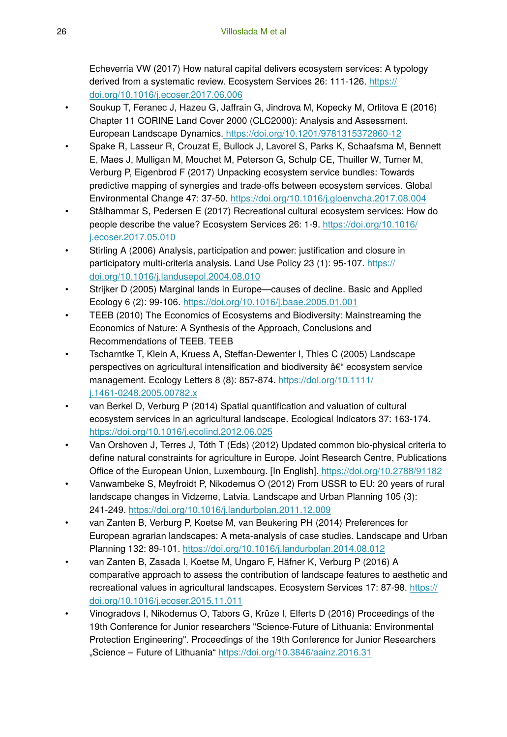Echeverria VW (2017) How natural capital delivers ecosystem services: A typology derived from a systematic review. Ecosystem Services 26: 111-126. https://doi.org/10.1016/j.ecoser.2017.06.006

- Soukup T, Feranec J, Hazeu G, Jaffrain G, Jindrova M, Kopecky M, Orlitova E (2016) Chapter 11 CORINE Land Cover 2000 (CLC2000): Analysis and Assessment. European Landscape Dynamics. https://doi.org/10.1201/9781315372860-12
- Spake R, Lasseur R, Crouzat E, Bullock J, Lavorel S, Parks K, Schaafsma M, Bennett E, Maes J, Mulligan M, Mouchet M, Peterson G, Schulp CE, Thuiller W, Turner M, Verburg P, Eigenbrod F (2017) Unpacking ecosystem service bundles: Towards predictive mapping of synergies and trade-offs between ecosystem services. Global Environmental Change 47: 37-50. https://doi.org/10.1016/j.gloenvcha.2017.08.004
- Stålhammar S, Pedersen E (2017) Recreational cultural ecosystem services: How do people describe the value? Ecosystem Services 26: 1-9. https://doi.org/10.1016/j.ecoser.2017.05.010
- Stirling A (2006) Analysis, participation and power: justification and closure in participatory multi-criteria analysis. Land Use Policy 23 (1): 95-107. https://doi.org/10.1016/j.landusepol.2004.08.010
- Strijker D (2005) Marginal lands in Europe—causes of decline. Basic and Applied Ecology 6 (2): 99-106. https://doi.org/10.1016/j.baae.2005.01.001
- TEEB (2010) The Economics of Ecosystems and Biodiversity: Mainstreaming the Economics of Nature: A Synthesis of the Approach, Conclusions and Recommendations of TEEB. TEEB
- Tscharntke T, Klein A, Kruess A, Steffan-Dewenter I, Thies C (2005) Landscape perspectives on agricultural intensification and biodiversity â€“ ecosystem service management. Ecology Letters 8 (8): 857-874. https://doi.org/10.1111/j.1461-0248.2005.00782.x
- van Berkel D, Verburg P (2014) Spatial quantification and valuation of cultural ecosystem services in an agricultural landscape. Ecological Indicators 37: 163-174. https://doi.org/10.1016/j.ecolind.2012.06.025
- Van Orshoven J, Terres J, Tóth T (Eds) (2012) Updated common bio-physical criteria to define natural constraints for agriculture in Europe. Joint Research Centre, Publications Office of the European Union, Luxembourg. [In English]. https://doi.org/10.2788/91182
- Vanwambeke S, Meyfroidt P, Nikodemus O (2012) From USSR to EU: 20 years of rural landscape changes in Vidzeme, Latvia. Landscape and Urban Planning 105 (3): 241-249. https://doi.org/10.1016/j.landurbplan.2011.12.009
- van Zanten B, Verburg P, Koetse M, van Beukering PH (2014) Preferences for European agrarian landscapes: A meta-analysis of case studies. Landscape and Urban Planning 132: 89-101. https://doi.org/10.1016/j.landurbplan.2014.08.012
- van Zanten B, Zasada I, Koetse M, Ungaro F, Häfner K, Verburg P (2016) A comparative approach to assess the contribution of landscape features to aesthetic and recreational values in agricultural landscapes. Ecosystem Services 17: 87-98. https://doi.org/10.1016/j.ecoser.2015.11.011
- Vinogradovs I, Nikodemus O, Tabors G, Krūze I, Elferts D (2016) Proceedings of the 19th Conference for Junior researchers "Science-Future of Lithuania: Environmental Protection Engineering". Proceedings of the 19th Conference for Junior Researchers „Science – Future of Lithuania“ https://doi.org/10.3846/aainz.2016.31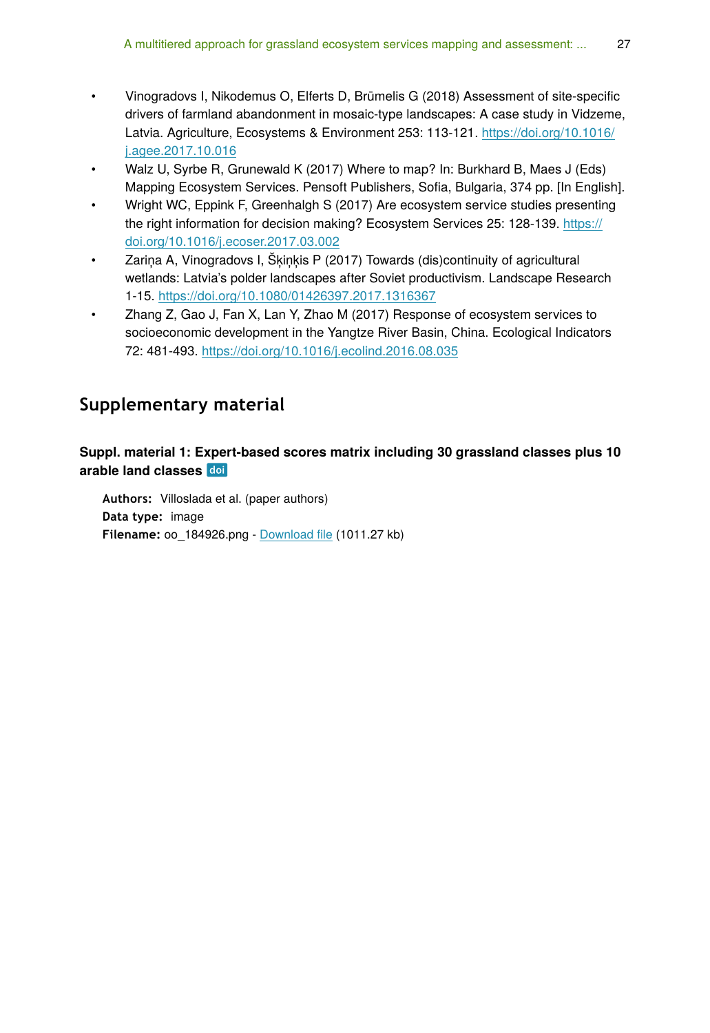- Vinogradovs I, Nikodemus O, Elferts D, Brūmelis G (2018) Assessment of site-specific drivers of farmland abandonment in mosaic-type landscapes: A case study in Vidzeme, Latvia. Agriculture, Ecosystems & Environment 253: 113-121. https://doi.org/10.1016/j.agee.2017.10.016
- Walz U, Syrbe R, Grunewald K (2017) Where to map? In: Burkhard B, Maes J (Eds) Mapping Ecosystem Services. Pensoft Publishers, Sofia, Bulgaria, 374 pp. [In English].
- Wright WC, Eppink F, Greenhalgh S (2017) Are ecosystem service studies presenting the right information for decision making? Ecosystem Services 25: 128-139. https://doi.org/10.1016/j.ecoser.2017.03.002
- Zariņa A, Vinogradovs I, Šķiņķis P (2017) Towards (dis)continuity of agricultural wetlands: Latvia's polder landscapes after Soviet productivism. Landscape Research 1-15. https://doi.org/10.1080/01426397.2017.1316367
- Zhang Z, Gao J, Fan X, Lan Y, Zhao M (2017) Response of ecosystem services to socioeconomic development in the Yangtze River Basin, China. Ecological Indicators 72: 481-493. https://doi.org/10.1016/j.ecolind.2016.08.035

## Supplementary material

### Suppl. material 1: Expert-based scores matrix including 30 grassland classes plus 10 arable land classes doi

**Authors:** Villoslada et al. (paper authors)
**Data type:** image
**Filename:** oo_184926.png - Download file (1011.27 kb)